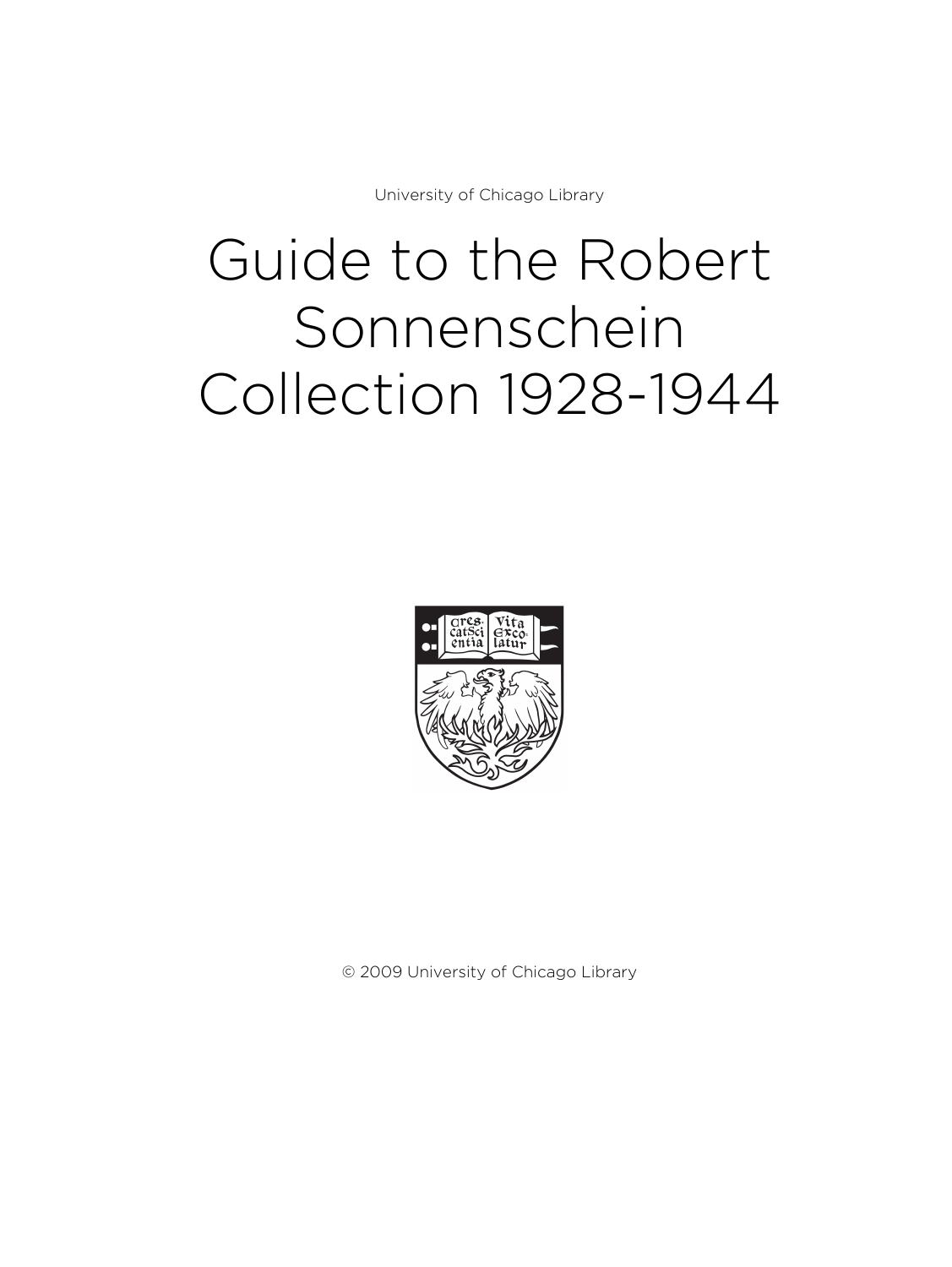University of Chicago Library

# Guide to the Robert Sonnenschein Collection 1928-1944

© 2009 University of Chicago Library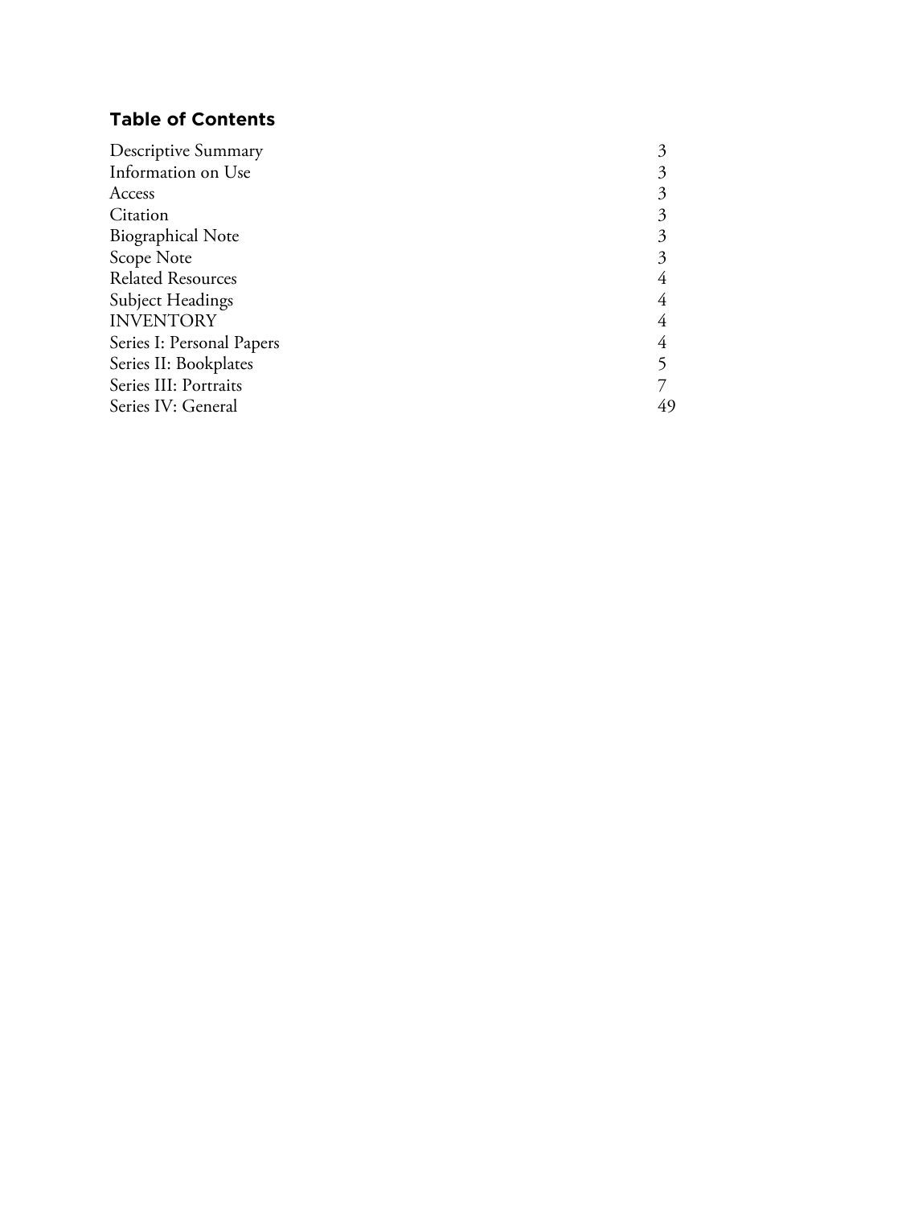## Table of Contents

| | |
|---|---|
| Descriptive Summary | 3 |
| Information on Use | 3 |
| Access | 3 |
| Citation | 3 |
| Biographical Note | 3 |
| Scope Note | 3 |
| Related Resources | 4 |
| Subject Headings | 4 |
| INVENTORY | 4 |
| Series I: Personal Papers | 4 |
| Series II: Bookplates | 5 |
| Series III: Portraits | 7 |
| Series IV: General | 49 |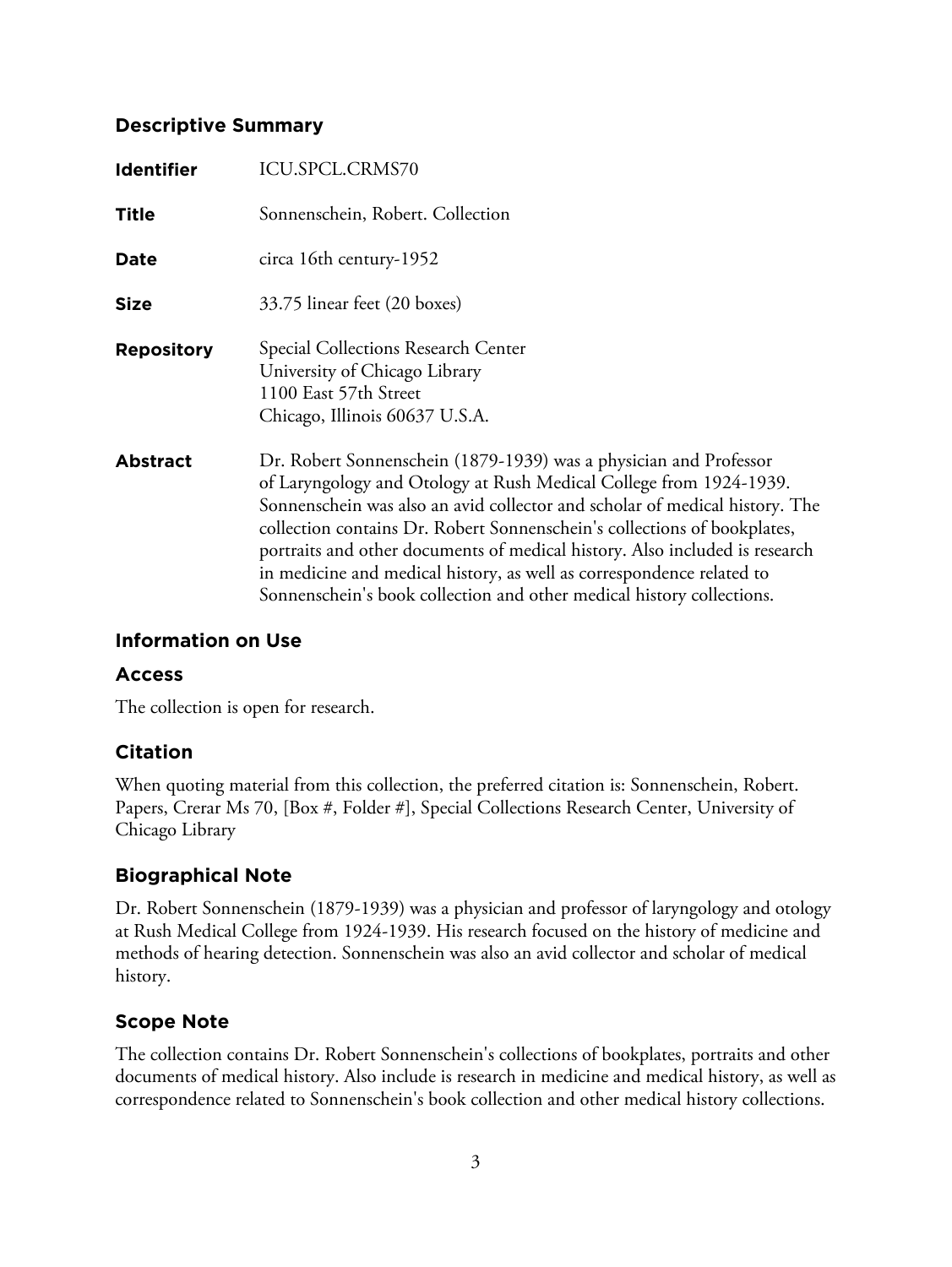## Descriptive Summary

| | |
|---|---|
| **Identifier** | ICU.SPCL.CRMS70 |
| **Title** | Sonnenschein, Robert. Collection |
| **Date** | circa 16th century-1952 |
| **Size** | 33.75 linear feet (20 boxes) |
| **Repository** | Special Collections Research Center<br>University of Chicago Library<br>1100 East 57th Street<br>Chicago, Illinois 60637 U.S.A. |
| **Abstract** | Dr. Robert Sonnenschein (1879-1939) was a physician and Professor of Laryngology and Otology at Rush Medical College from 1924-1939. Sonnenschein was also an avid collector and scholar of medical history. The collection contains Dr. Robert Sonnenschein's collections of bookplates, portraits and other documents of medical history. Also included is research in medicine and medical history, as well as correspondence related to Sonnenschein's book collection and other medical history collections. |

## Information on Use

### Access

The collection is open for research.

### Citation

When quoting material from this collection, the preferred citation is: Sonnenschein, Robert. Papers, Crerar Ms 70, [Box #, Folder #], Special Collections Research Center, University of Chicago Library

## Biographical Note

Dr. Robert Sonnenschein (1879-1939) was a physician and professor of laryngology and otology at Rush Medical College from 1924-1939. His research focused on the history of medicine and methods of hearing detection. Sonnenschein was also an avid collector and scholar of medical history.

## Scope Note

The collection contains Dr. Robert Sonnenschein's collections of bookplates, portraits and other documents of medical history. Also include is research in medicine and medical history, as well as correspondence related to Sonnenschein's book collection and other medical history collections.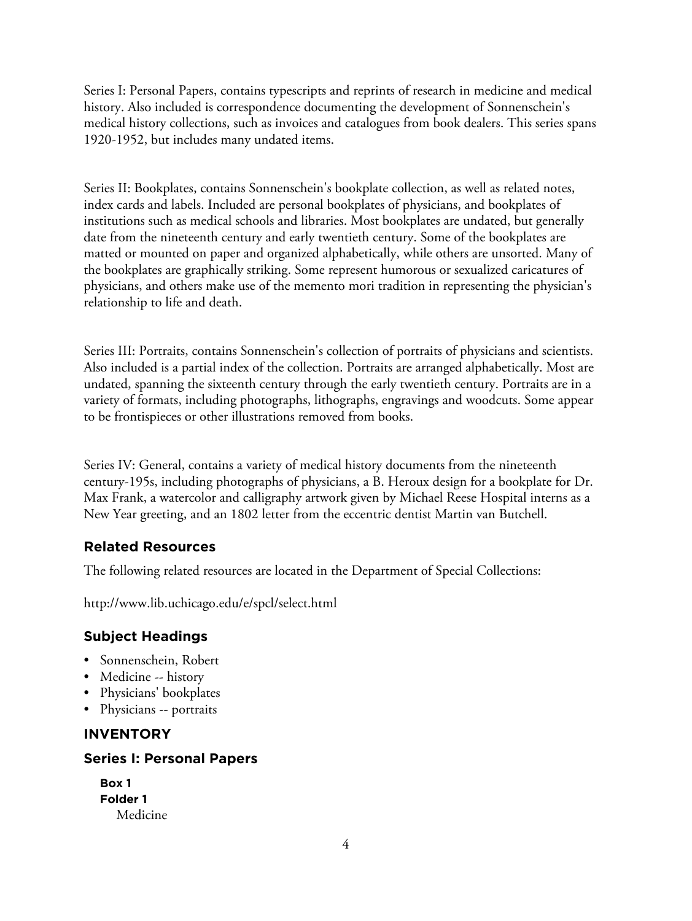Series I: Personal Papers, contains typescripts and reprints of research in medicine and medical history. Also included is correspondence documenting the development of Sonnenschein's medical history collections, such as invoices and catalogues from book dealers. This series spans 1920-1952, but includes many undated items.

Series II: Bookplates, contains Sonnenschein's bookplate collection, as well as related notes, index cards and labels. Included are personal bookplates of physicians, and bookplates of institutions such as medical schools and libraries. Most bookplates are undated, but generally date from the nineteenth century and early twentieth century. Some of the bookplates are matted or mounted on paper and organized alphabetically, while others are unsorted. Many of the bookplates are graphically striking. Some represent humorous or sexualized caricatures of physicians, and others make use of the memento mori tradition in representing the physician's relationship to life and death.

Series III: Portraits, contains Sonnenschein's collection of portraits of physicians and scientists. Also included is a partial index of the collection. Portraits are arranged alphabetically. Most are undated, spanning the sixteenth century through the early twentieth century. Portraits are in a variety of formats, including photographs, lithographs, engravings and woodcuts. Some appear to be frontispieces or other illustrations removed from books.

Series IV: General, contains a variety of medical history documents from the nineteenth century-195s, including photographs of physicians, a B. Heroux design for a bookplate for Dr. Max Frank, a watercolor and calligraphy artwork given by Michael Reese Hospital interns as a New Year greeting, and an 1802 letter from the eccentric dentist Martin van Butchell.

## Related Resources

The following related resources are located in the Department of Special Collections:

http://www.lib.uchicago.edu/e/spcl/select.html

## Subject Headings

- Sonnenschein, Robert
- Medicine -- history
- Physicians' bookplates
- Physicians -- portraits

## INVENTORY

## Series I: Personal Papers

**Box 1**
**Folder 1**
Medicine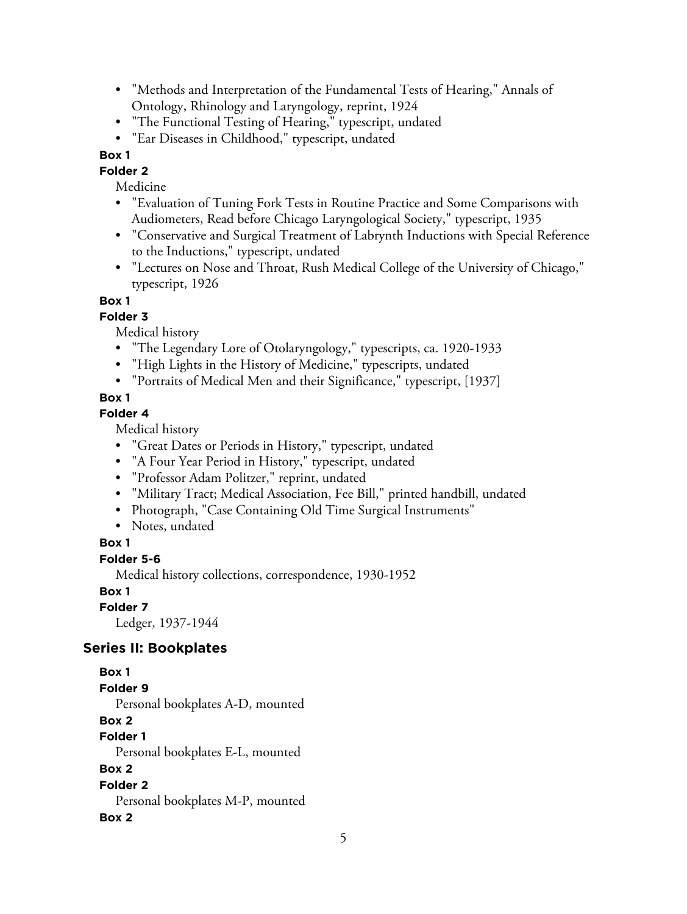- "Methods and Interpretation of the Fundamental Tests of Hearing," Annals of Ontology, Rhinology and Laryngology, reprint, 1924
- "The Functional Testing of Hearing," typescript, undated
- "Ear Diseases in Childhood," typescript, undated

**Box 1**

**Folder 2**

Medicine

- "Evaluation of Tuning Fork Tests in Routine Practice and Some Comparisons with Audiometers, Read before Chicago Laryngological Society," typescript, 1935
- "Conservative and Surgical Treatment of Labrynth Inductions with Special Reference to the Inductions," typescript, undated
- "Lectures on Nose and Throat, Rush Medical College of the University of Chicago," typescript, 1926

**Box 1**

**Folder 3**

Medical history

- "The Legendary Lore of Otolaryngology," typescripts, ca. 1920-1933
- "High Lights in the History of Medicine," typescripts, undated
- "Portraits of Medical Men and their Significance," typescript, [1937]

**Box 1**

**Folder 4**

Medical history

- "Great Dates or Periods in History," typescript, undated
- "A Four Year Period in History," typescript, undated
- "Professor Adam Politzer," reprint, undated
- "Military Tract; Medical Association, Fee Bill," printed handbill, undated
- Photograph, "Case Containing Old Time Surgical Instruments"
- Notes, undated

**Box 1**

**Folder 5-6**

Medical history collections, correspondence, 1930-1952

**Box 1**

**Folder 7**

Ledger, 1937-1944

## Series II: Bookplates

**Box 1**

**Folder 9**

Personal bookplates A-D, mounted

**Box 2**

**Folder 1**

Personal bookplates E-L, mounted

**Box 2**

**Folder 2**

Personal bookplates M-P, mounted

**Box 2**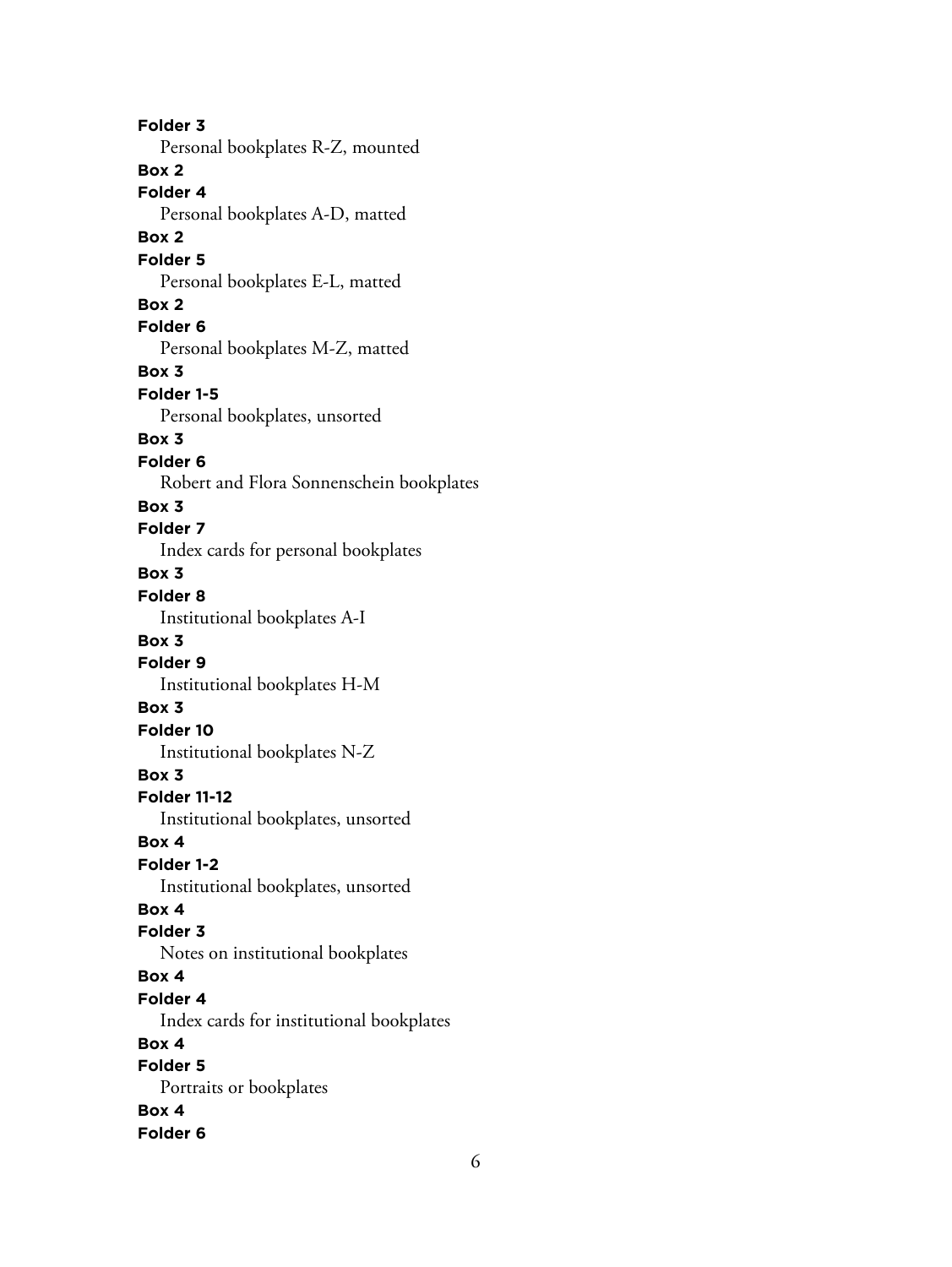**Folder 3**

Personal bookplates R-Z, mounted

**Box 2**

**Folder 4**

Personal bookplates A-D, matted

**Box 2**

**Folder 5**

Personal bookplates E-L, matted

**Box 2**

**Folder 6**

Personal bookplates M-Z, matted

**Box 3**

**Folder 1-5**

Personal bookplates, unsorted

**Box 3**

**Folder 6**

Robert and Flora Sonnenschein bookplates

**Box 3**

**Folder 7**

Index cards for personal bookplates

**Box 3**

**Folder 8**

Institutional bookplates A-I

**Box 3**

**Folder 9**

Institutional bookplates H-M

**Box 3**

**Folder 10**

Institutional bookplates N-Z

**Box 3**

**Folder 11-12**

Institutional bookplates, unsorted

**Box 4**

**Folder 1-2**

Institutional bookplates, unsorted

**Box 4**

**Folder 3**

Notes on institutional bookplates

**Box 4**

**Folder 4**

Index cards for institutional bookplates

**Box 4**

**Folder 5**

Portraits or bookplates

**Box 4**

**Folder 6**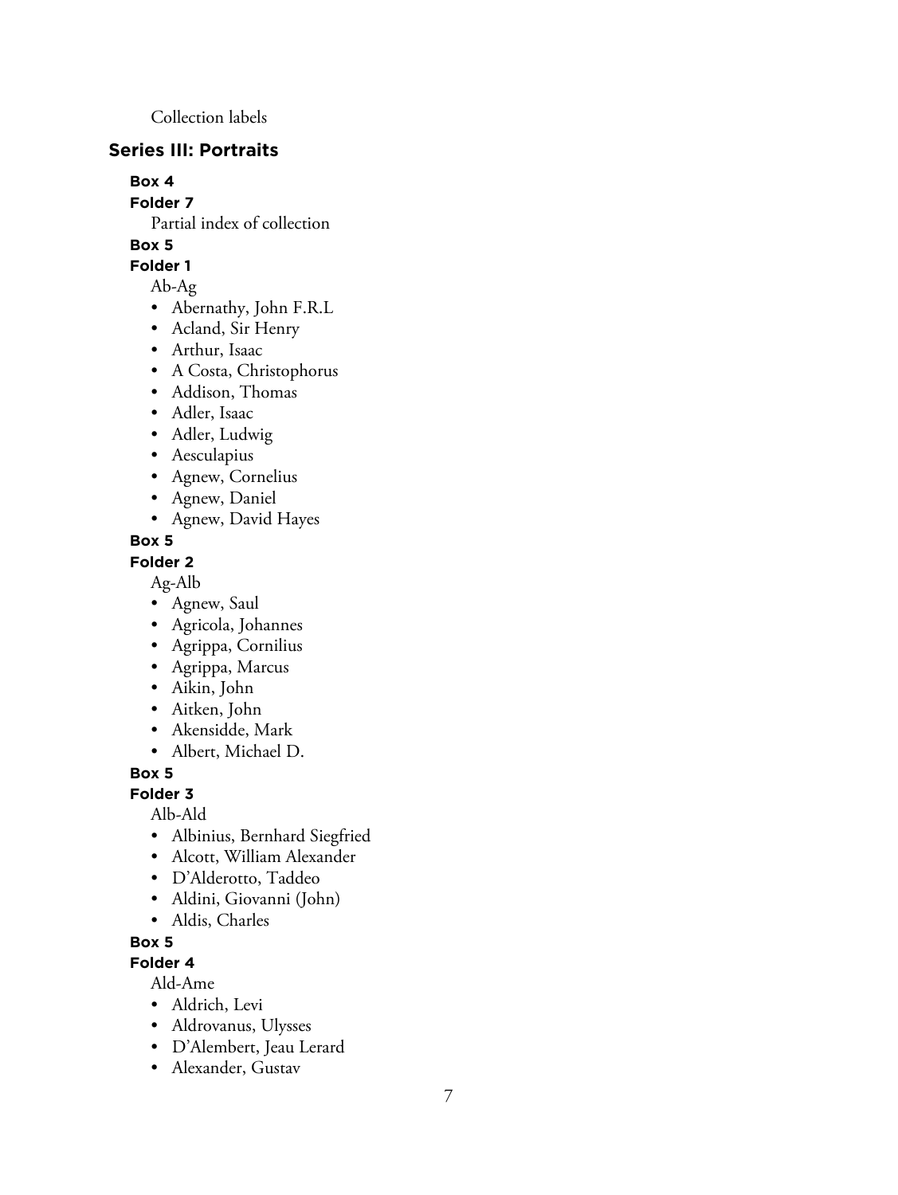Collection labels

## Series III: Portraits

**Box 4**

**Folder 7**

Partial index of collection

**Box 5**

**Folder 1**

Ab-Ag

- Abernathy, John F.R.L
- Acland, Sir Henry
- Arthur, Isaac
- A Costa, Christophorus
- Addison, Thomas
- Adler, Isaac
- Adler, Ludwig
- Aesculapius
- Agnew, Cornelius
- Agnew, Daniel
- Agnew, David Hayes

**Box 5**

**Folder 2**

Ag-Alb

- Agnew, Saul
- Agricola, Johannes
- Agrippa, Cornilius
- Agrippa, Marcus
- Aikin, John
- Aitken, John
- Akensidde, Mark
- Albert, Michael D.

**Box 5**

**Folder 3**

Alb-Ald

- Albinius, Bernhard Siegfried
- Alcott, William Alexander
- D'Alderotto, Taddeo
- Aldini, Giovanni (John)
- Aldis, Charles

**Box 5**

**Folder 4**

Ald-Ame

- Aldrich, Levi
- Aldrovanus, Ulysses
- D'Alembert, Jeau Lerard
- Alexander, Gustav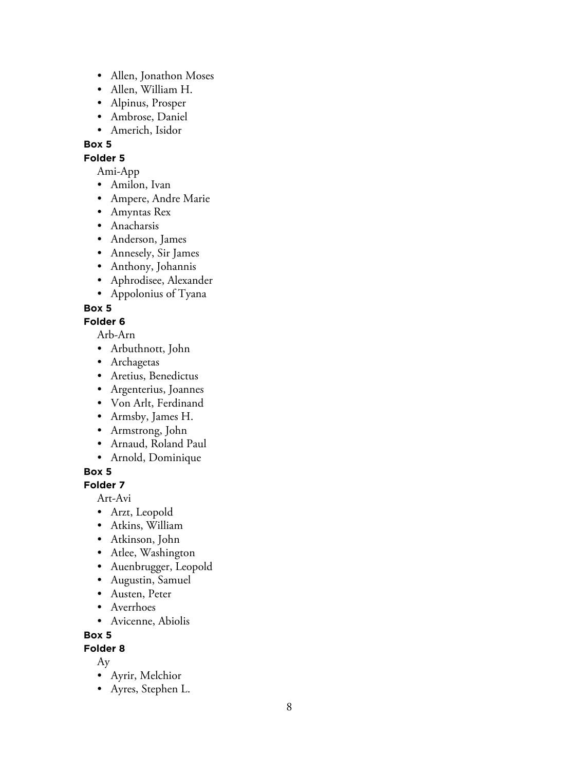- Allen, Jonathon Moses
- Allen, William H.
- Alpinus, Prosper
- Ambrose, Daniel
- Americh, Isidor

**Box 5**

**Folder 5**

Ami-App

- Amilon, Ivan
- Ampere, Andre Marie
- Amyntas Rex
- Anacharsis
- Anderson, James
- Annesely, Sir James
- Anthony, Johannis
- Aphrodisee, Alexander
- Appolonius of Tyana

**Box 5**

**Folder 6**

Arb-Arn

- Arbuthnott, John
- Archagetas
- Aretius, Benedictus
- Argenterius, Joannes
- Von Arlt, Ferdinand
- Armsby, James H.
- Armstrong, John
- Arnaud, Roland Paul
- Arnold, Dominique

**Box 5**

**Folder 7**

Art-Avi

- Arzt, Leopold
- Atkins, William
- Atkinson, John
- Atlee, Washington
- Auenbrugger, Leopold
- Augustin, Samuel
- Austen, Peter
- Averrhoes
- Avicenne, Abiolis

**Box 5**

**Folder 8**

Ay

- Ayrir, Melchior
- Ayres, Stephen L.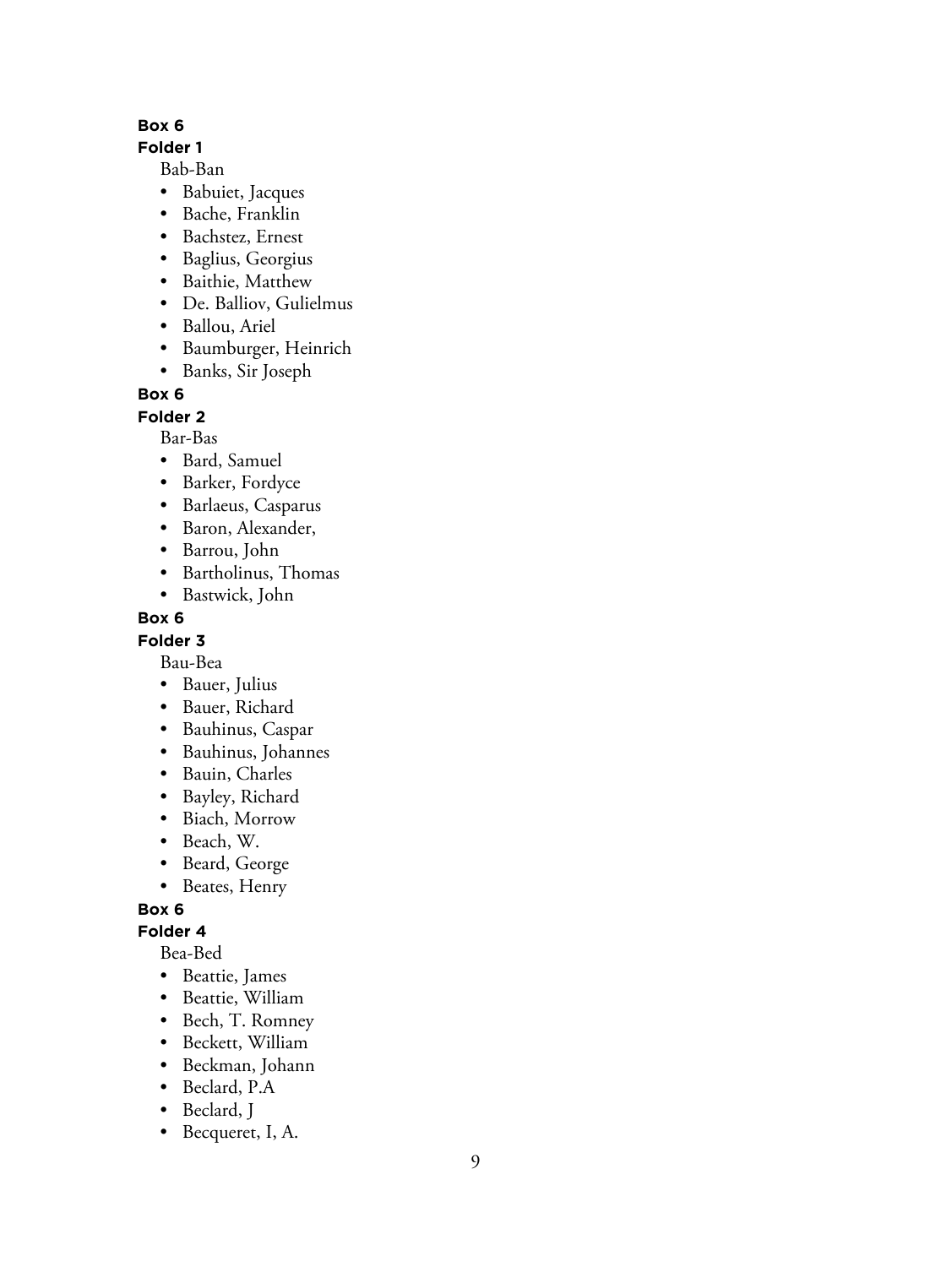**Box 6**

**Folder 1**

Bab-Ban

- Babuiet, Jacques
- Bache, Franklin
- Bachstez, Ernest
- Baglius, Georgius
- Baithie, Matthew
- De. Balliov, Gulielmus
- Ballou, Ariel
- Baumburger, Heinrich
- Banks, Sir Joseph

**Box 6**

**Folder 2**

Bar-Bas

- Bard, Samuel
- Barker, Fordyce
- Barlaeus, Casparus
- Baron, Alexander,
- Barrou, John
- Bartholinus, Thomas
- Bastwick, John

**Box 6**

**Folder 3**

Bau-Bea

- Bauer, Julius
- Bauer, Richard
- Bauhinus, Caspar
- Bauhinus, Johannes
- Bauin, Charles
- Bayley, Richard
- Biach, Morrow
- Beach, W.
- Beard, George
- Beates, Henry

**Box 6**

**Folder 4**

Bea-Bed

- Beattie, James
- Beattie, William
- Bech, T. Romney
- Beckett, William
- Beckman, Johann
- Beclard, P.A
- Beclard, J
- Becqueret, I, A.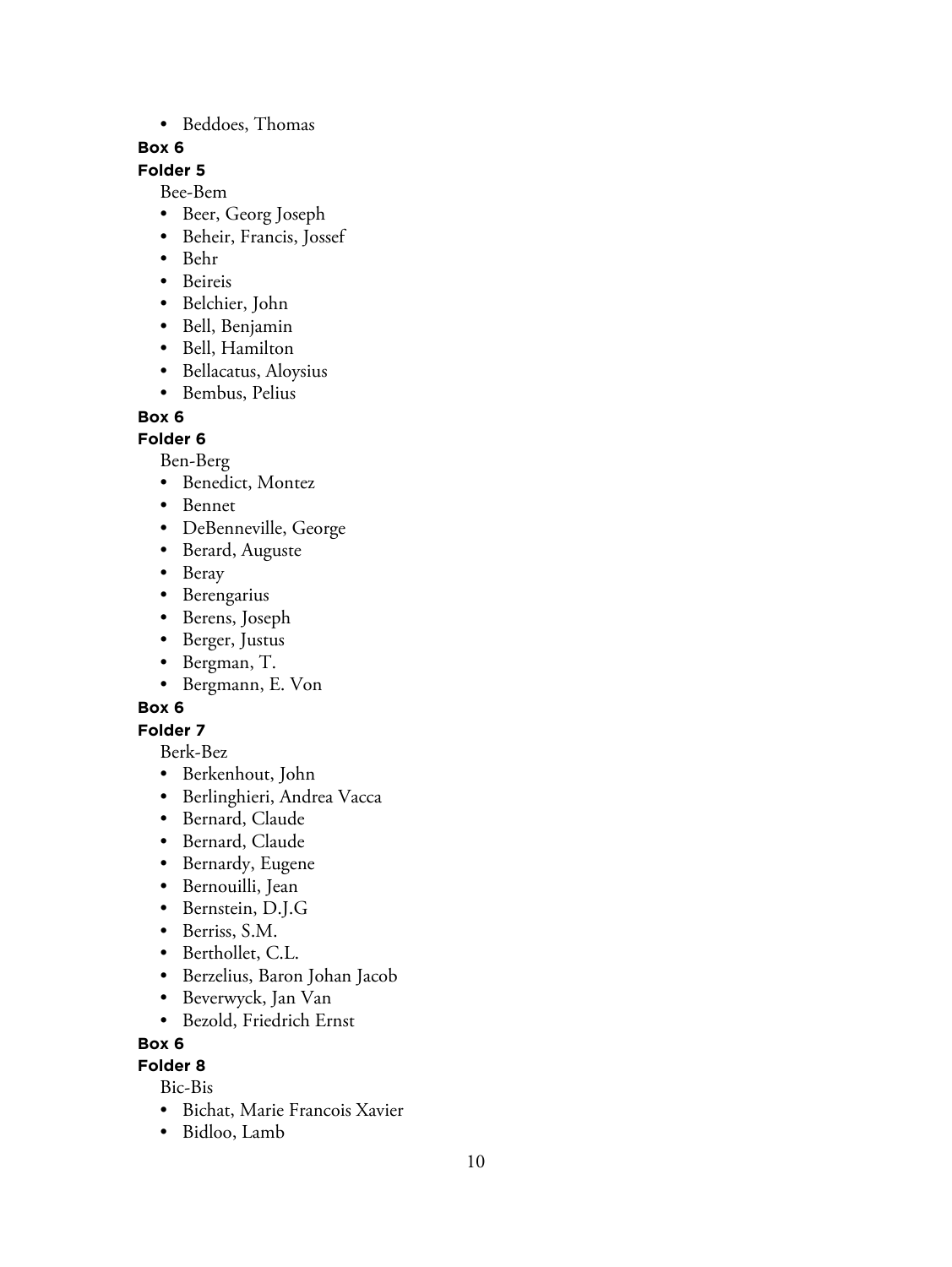- Beddoes, Thomas

**Box 6**

**Folder 5**

Bee-Bem

- Beer, Georg Joseph
- Beheir, Francis, Jossef
- Behr
- Beireis
- Belchier, John
- Bell, Benjamin
- Bell, Hamilton
- Bellacatus, Aloysius
- Bembus, Pelius

**Box 6**

**Folder 6**

Ben-Berg

- Benedict, Montez
- Bennet
- DeBenneville, George
- Berard, Auguste
- Beray
- Berengarius
- Berens, Joseph
- Berger, Justus
- Bergman, T.
- Bergmann, E. Von

**Box 6**

**Folder 7**

Berk-Bez

- Berkenhout, John
- Berlinghieri, Andrea Vacca
- Bernard, Claude
- Bernard, Claude
- Bernardy, Eugene
- Bernouilli, Jean
- Bernstein, D.J.G
- Berriss, S.M.
- Berthollet, C.L.
- Berzelius, Baron Johan Jacob
- Beverwyck, Jan Van
- Bezold, Friedrich Ernst

**Box 6**

**Folder 8**

Bic-Bis

- Bichat, Marie Francois Xavier
- Bidloo, Lamb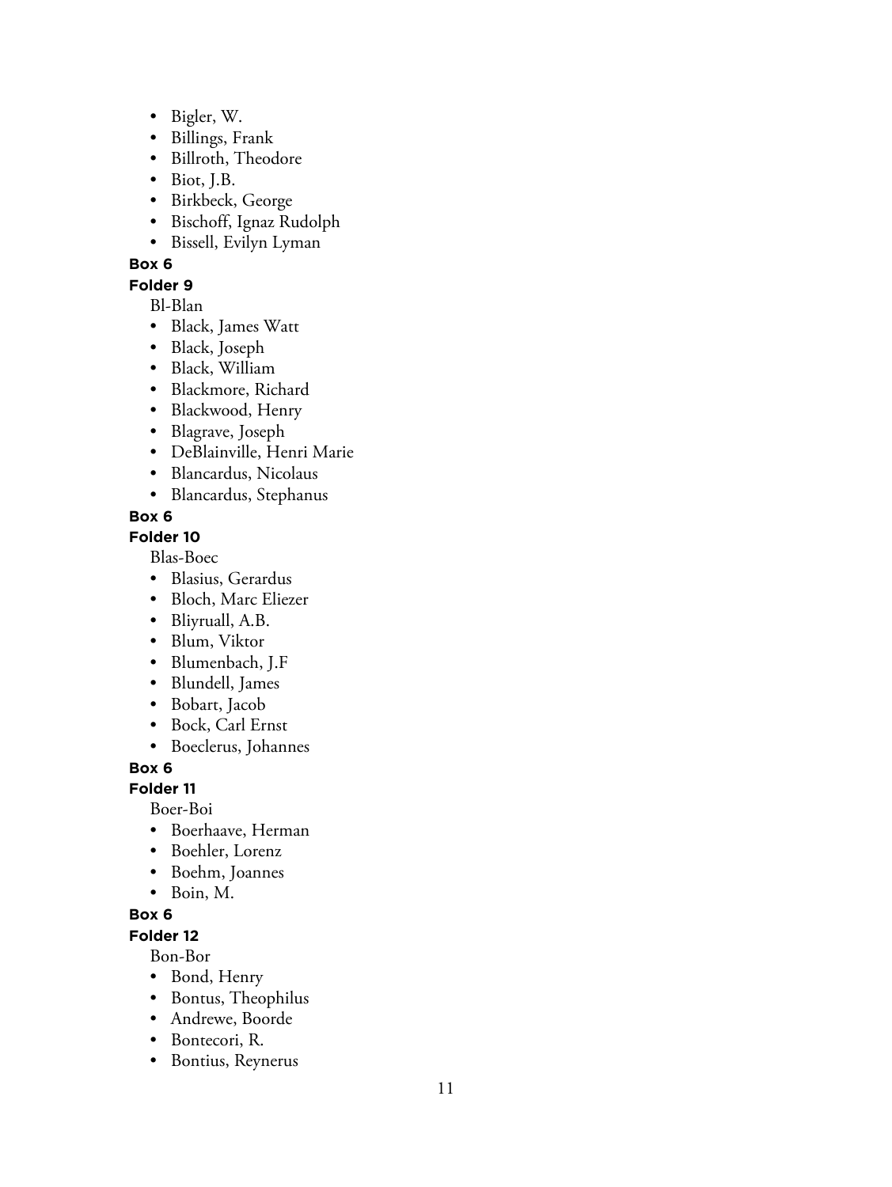- Bigler, W.
- Billings, Frank
- Billroth, Theodore
- Biot, J.B.
- Birkbeck, George
- Bischoff, Ignaz Rudolph
- Bissell, Evilyn Lyman

**Box 6**

**Folder 9**

Bl-Blan

- Black, James Watt
- Black, Joseph
- Black, William
- Blackmore, Richard
- Blackwood, Henry
- Blagrave, Joseph
- DeBlainville, Henri Marie
- Blancardus, Nicolaus
- Blancardus, Stephanus

**Box 6**

**Folder 10**

Blas-Boec

- Blasius, Gerardus
- Bloch, Marc Eliezer
- Bliyruall, A.B.
- Blum, Viktor
- Blumenbach, J.F
- Blundell, James
- Bobart, Jacob
- Bock, Carl Ernst
- Boeclerus, Johannes

**Box 6**

**Folder 11**

Boer-Boi

- Boerhaave, Herman
- Boehler, Lorenz
- Boehm, Joannes
- Boin, M.

**Box 6**

**Folder 12**

Bon-Bor

- Bond, Henry
- Bontus, Theophilus
- Andrewe, Boorde
- Bontecori, R.
- Bontius, Reynerus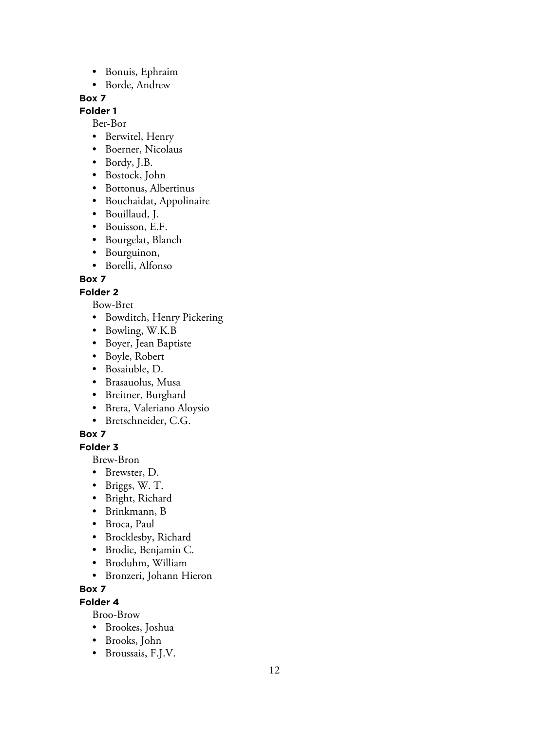- Bonuis, Ephraim
- Borde, Andrew

**Box 7**

**Folder 1**

Ber-Bor

- Berwitel, Henry
- Boerner, Nicolaus
- Bordy, J.B.
- Bostock, John
- Bottonus, Albertinus
- Bouchaidat, Appolinaire
- Bouillaud, J.
- Bouisson, E.F.
- Bourgelat, Blanch
- Bourguinon,
- Borelli, Alfonso

**Box 7**

**Folder 2**

Bow-Bret

- Bowditch, Henry Pickering
- Bowling, W.K.B
- Boyer, Jean Baptiste
- Boyle, Robert
- Bosaiuble, D.
- Brasauolus, Musa
- Breitner, Burghard
- Brera, Valeriano Aloysio
- Bretschneider, C.G.

**Box 7**

**Folder 3**

Brew-Bron

- Brewster, D.
- Briggs, W. T.
- Bright, Richard
- Brinkmann, B
- Broca, Paul
- Brocklesby, Richard
- Brodie, Benjamin C.
- Broduhm, William
- Bronzeri, Johann Hieron

**Box 7**

**Folder 4**

Broo-Brow

- Brookes, Joshua
- Brooks, John
- Broussais, F.J.V.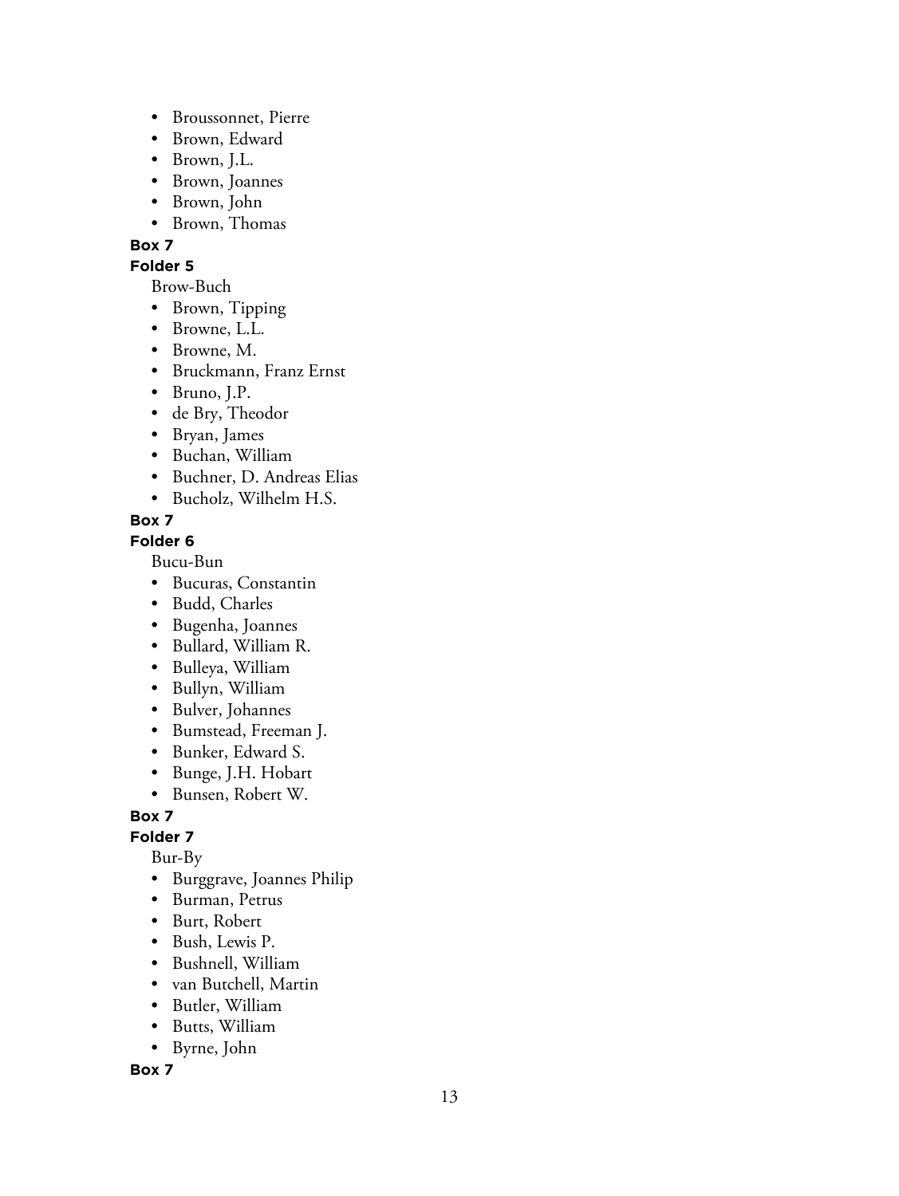- Broussonnet, Pierre
- Brown, Edward
- Brown, J.L.
- Brown, Joannes
- Brown, John
- Brown, Thomas

**Box 7**

**Folder 5**

Brow-Buch

- Brown, Tipping
- Browne, L.L.
- Browne, M.
- Bruckmann, Franz Ernst
- Bruno, J.P.
- de Bry, Theodor
- Bryan, James
- Buchan, William
- Buchner, D. Andreas Elias
- Bucholz, Wilhelm H.S.

**Box 7**

**Folder 6**

Bucu-Bun

- Bucuras, Constantin
- Budd, Charles
- Bugenha, Joannes
- Bullard, William R.
- Bulleya, William
- Bullyn, William
- Bulver, Johannes
- Bumstead, Freeman J.
- Bunker, Edward S.
- Bunge, J.H. Hobart
- Bunsen, Robert W.

**Box 7**

**Folder 7**

Bur-By

- Burggrave, Joannes Philip
- Burman, Petrus
- Burt, Robert
- Bush, Lewis P.
- Bushnell, William
- van Butchell, Martin
- Butler, William
- Butts, William
- Byrne, John

**Box 7**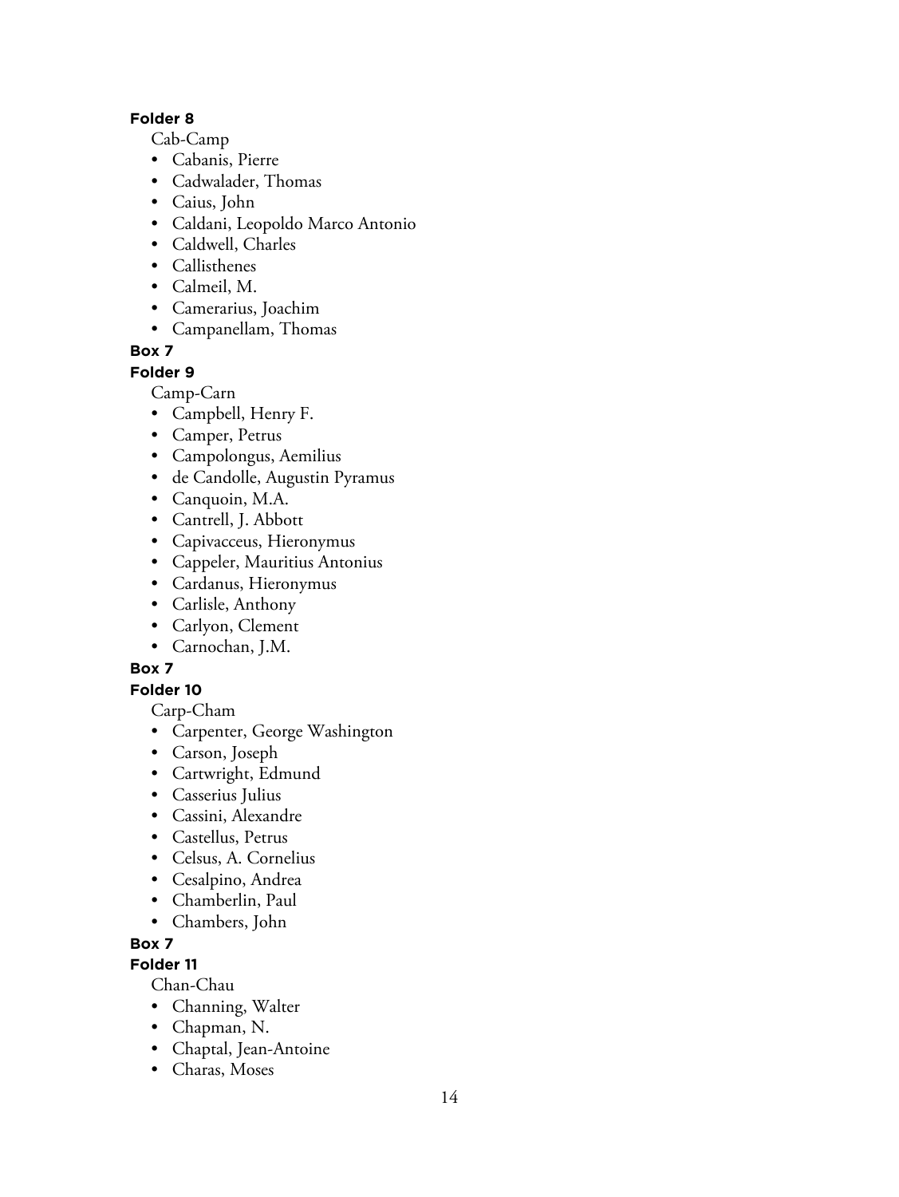**Folder 8**

Cab-Camp

- Cabanis, Pierre
- Cadwalader, Thomas
- Caius, John
- Caldani, Leopoldo Marco Antonio
- Caldwell, Charles
- Callisthenes
- Calmeil, M.
- Camerarius, Joachim
- Campanellam, Thomas

**Box 7**

**Folder 9**

Camp-Carn

- Campbell, Henry F.
- Camper, Petrus
- Campolongus, Aemilius
- de Candolle, Augustin Pyramus
- Canquoin, M.A.
- Cantrell, J. Abbott
- Capivacceus, Hieronymus
- Cappeler, Mauritius Antonius
- Cardanus, Hieronymus
- Carlisle, Anthony
- Carlyon, Clement
- Carnochan, J.M.

**Box 7**

**Folder 10**

Carp-Cham

- Carpenter, George Washington
- Carson, Joseph
- Cartwright, Edmund
- Casserius Julius
- Cassini, Alexandre
- Castellus, Petrus
- Celsus, A. Cornelius
- Cesalpino, Andrea
- Chamberlin, Paul
- Chambers, John

**Box 7**

**Folder 11**

Chan-Chau

- Channing, Walter
- Chapman, N.
- Chaptal, Jean-Antoine
- Charas, Moses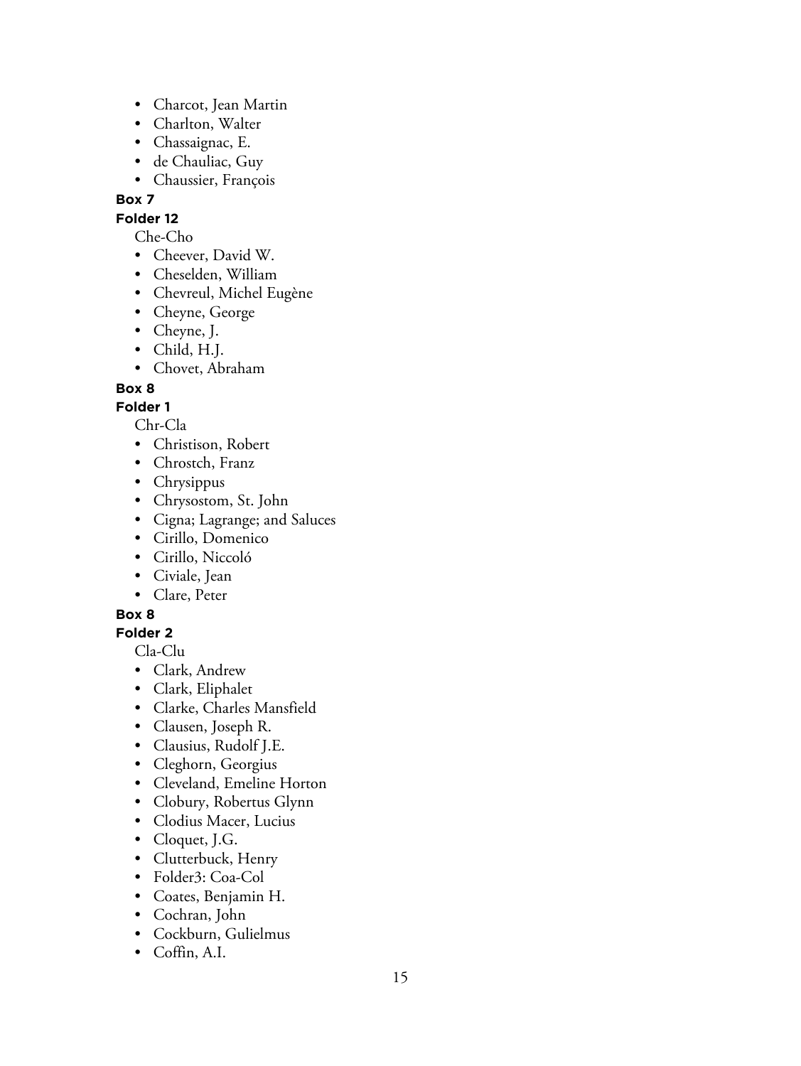- Charcot, Jean Martin
- Charlton, Walter
- Chassaignac, E.
- de Chauliac, Guy
- Chaussier, François

**Box 7**

**Folder 12**

Che-Cho

- Cheever, David W.
- Cheselden, William
- Chevreul, Michel Eugène
- Cheyne, George
- Cheyne, J.
- Child, H.J.
- Chovet, Abraham

**Box 8**

**Folder 1**

Chr-Cla

- Christison, Robert
- Chrostch, Franz
- Chrysippus
- Chrysostom, St. John
- Cigna; Lagrange; and Saluces
- Cirillo, Domenico
- Cirillo, Niccoló
- Civiale, Jean
- Clare, Peter

**Box 8**

**Folder 2**

Cla-Clu

- Clark, Andrew
- Clark, Eliphalet
- Clarke, Charles Mansfield
- Clausen, Joseph R.
- Clausius, Rudolf J.E.
- Cleghorn, Georgius
- Cleveland, Emeline Horton
- Clobury, Robertus Glynn
- Clodius Macer, Lucius
- Cloquet, J.G.
- Clutterbuck, Henry
- Folder3: Coa-Col
- Coates, Benjamin H.
- Cochran, John
- Cockburn, Gulielmus
- Coffin, A.I.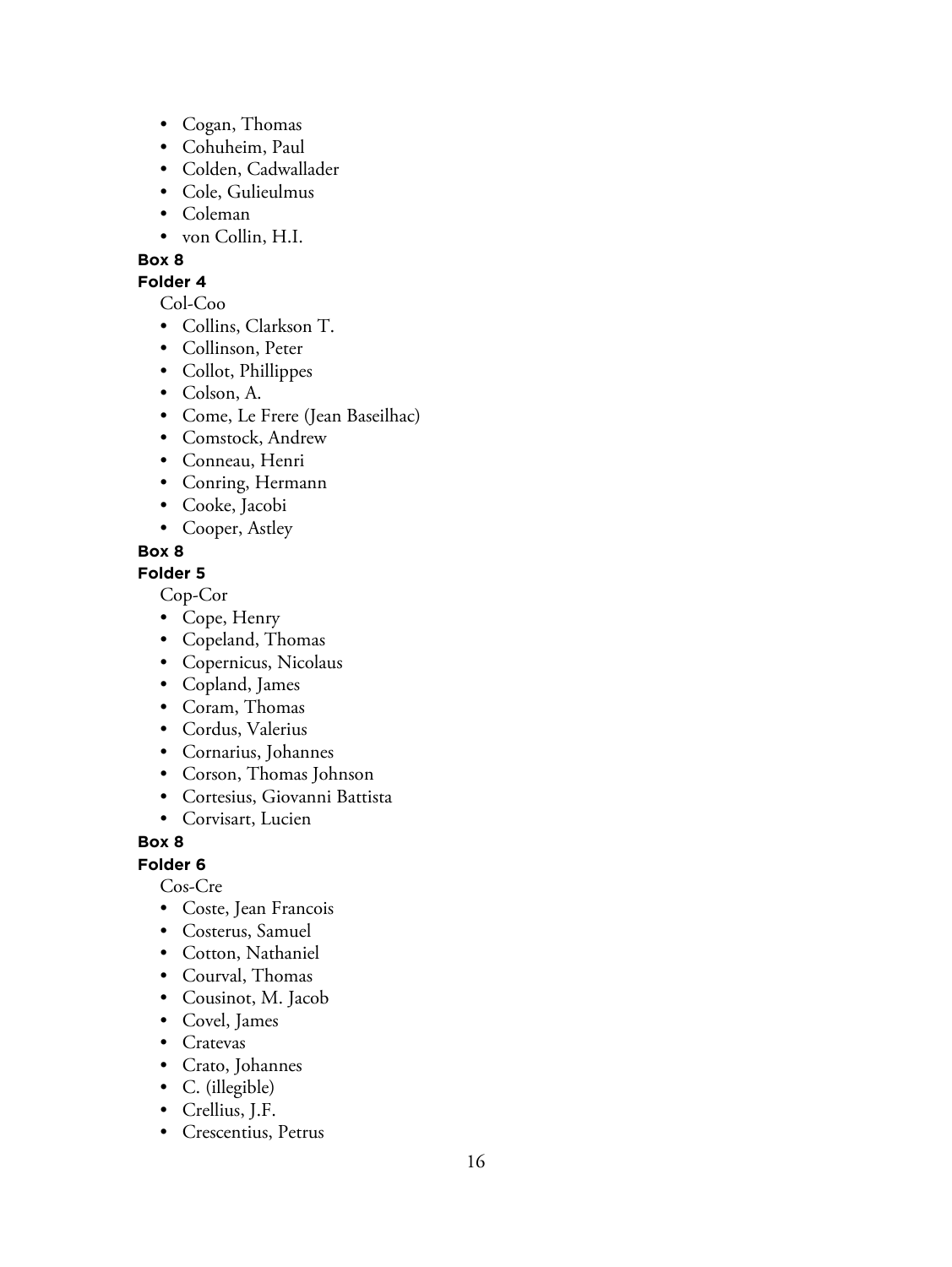- Cogan, Thomas
- Cohuheim, Paul
- Colden, Cadwallader
- Cole, Gulieulmus
- Coleman
- von Collin, H.I.

**Box 8**

**Folder 4**

Col-Coo

- Collins, Clarkson T.
- Collinson, Peter
- Collot, Phillippes
- Colson, A.
- Come, Le Frere (Jean Baseilhac)
- Comstock, Andrew
- Conneau, Henri
- Conring, Hermann
- Cooke, Jacobi
- Cooper, Astley

**Box 8**

**Folder 5**

Cop-Cor

- Cope, Henry
- Copeland, Thomas
- Copernicus, Nicolaus
- Copland, James
- Coram, Thomas
- Cordus, Valerius
- Cornarius, Johannes
- Corson, Thomas Johnson
- Cortesius, Giovanni Battista
- Corvisart, Lucien

**Box 8**

**Folder 6**

Cos-Cre

- Coste, Jean Francois
- Costerus, Samuel
- Cotton, Nathaniel
- Courval, Thomas
- Cousinot, M. Jacob
- Covel, James
- Cratevas
- Crato, Johannes
- C. (illegible)
- Crellius, J.F.
- Crescentius, Petrus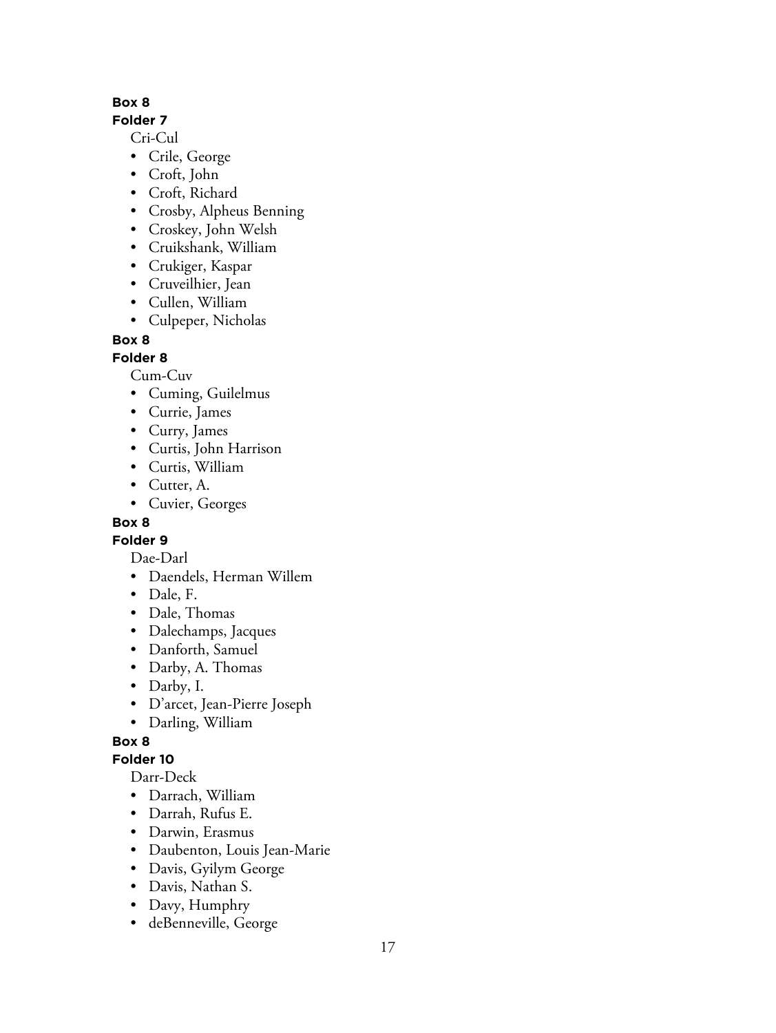**Box 8**

**Folder 7**

Cri-Cul

- Crile, George
- Croft, John
- Croft, Richard
- Crosby, Alpheus Benning
- Croskey, John Welsh
- Cruikshank, William
- Crukiger, Kaspar
- Cruveilhier, Jean
- Cullen, William
- Culpeper, Nicholas

**Box 8**

**Folder 8**

Cum-Cuv

- Cuming, Guilelmus
- Currie, James
- Curry, James
- Curtis, John Harrison
- Curtis, William
- Cutter, A.
- Cuvier, Georges

**Box 8**

**Folder 9**

Dae-Darl

- Daendels, Herman Willem
- Dale, F.
- Dale, Thomas
- Dalechamps, Jacques
- Danforth, Samuel
- Darby, A. Thomas
- Darby, I.
- D'arcet, Jean-Pierre Joseph
- Darling, William

**Box 8**

**Folder 10**

Darr-Deck

- Darrach, William
- Darrah, Rufus E.
- Darwin, Erasmus
- Daubenton, Louis Jean-Marie
- Davis, Gyilym George
- Davis, Nathan S.
- Davy, Humphry
- deBenneville, George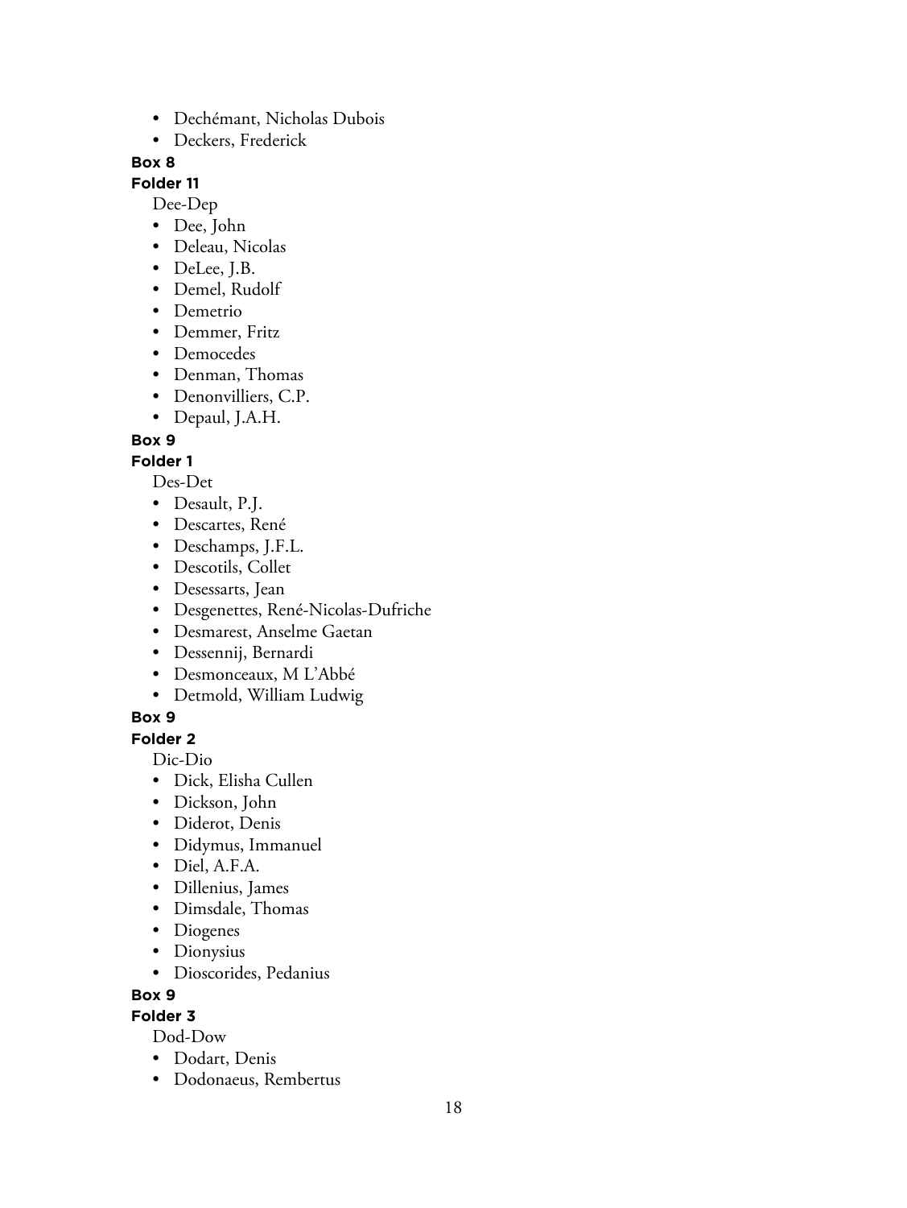- Dechémant, Nicholas Dubois
- Deckers, Frederick

**Box 8**

**Folder 11**

Dee-Dep

- Dee, John
- Deleau, Nicolas
- DeLee, J.B.
- Demel, Rudolf
- Demetrio
- Demmer, Fritz
- Democedes
- Denman, Thomas
- Denonvilliers, C.P.
- Depaul, J.A.H.

**Box 9**

**Folder 1**

Des-Det

- Desault, P.J.
- Descartes, René
- Deschamps, J.F.L.
- Descotils, Collet
- Desessarts, Jean
- Desgenettes, René-Nicolas-Dufriche
- Desmarest, Anselme Gaetan
- Dessennij, Bernardi
- Desmonceaux, M L'Abbé
- Detmold, William Ludwig

**Box 9**

**Folder 2**

Dic-Dio

- Dick, Elisha Cullen
- Dickson, John
- Diderot, Denis
- Didymus, Immanuel
- Diel, A.F.A.
- Dillenius, James
- Dimsdale, Thomas
- Diogenes
- Dionysius
- Dioscorides, Pedanius

**Box 9**

**Folder 3**

Dod-Dow

- Dodart, Denis
- Dodonaeus, Rembertus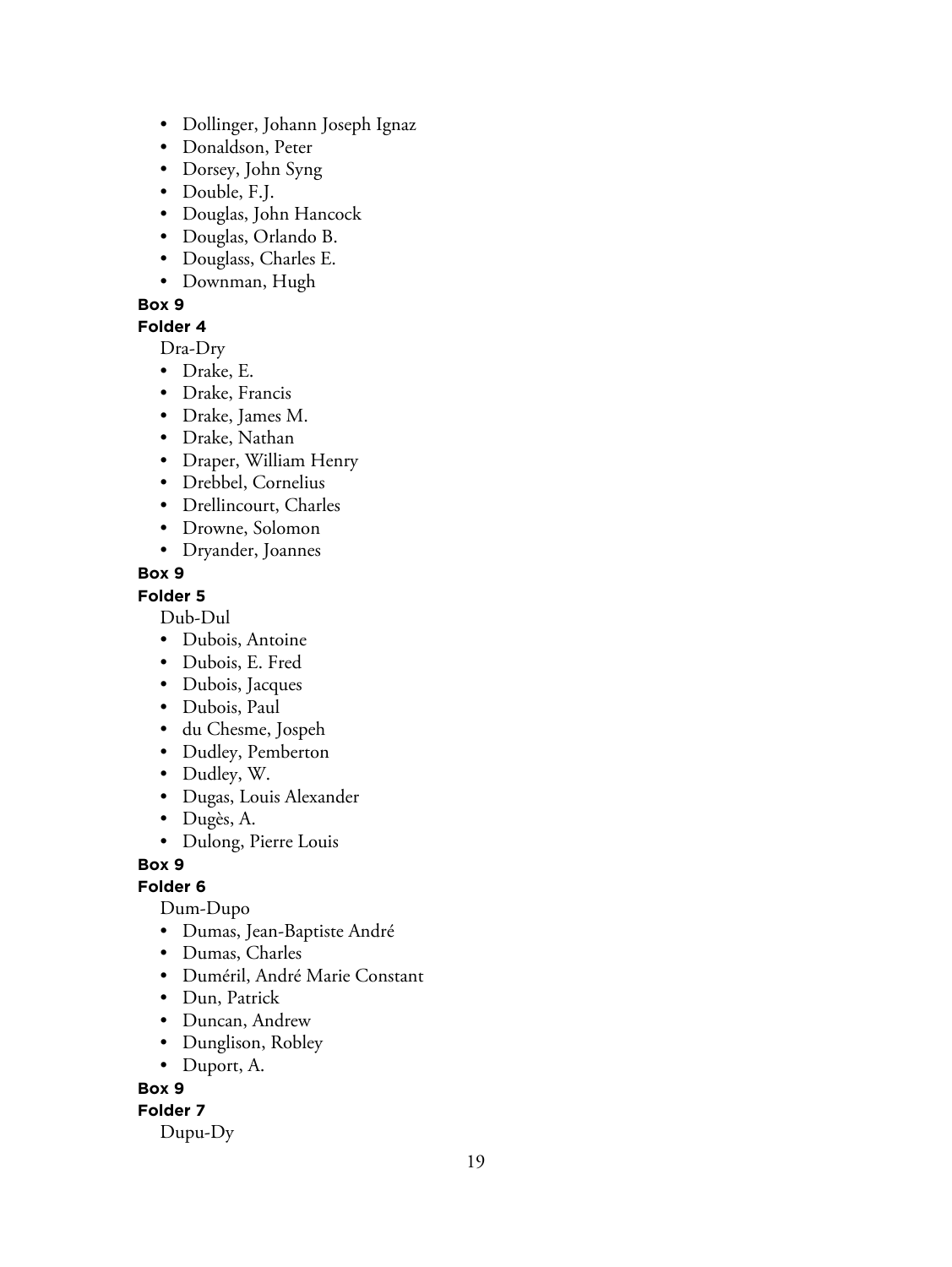- Dollinger, Johann Joseph Ignaz
- Donaldson, Peter
- Dorsey, John Syng
- Double, F.J.
- Douglas, John Hancock
- Douglas, Orlando B.
- Douglass, Charles E.
- Downman, Hugh

**Box 9**

**Folder 4**

Dra-Dry

- Drake, E.
- Drake, Francis
- Drake, James M.
- Drake, Nathan
- Draper, William Henry
- Drebbel, Cornelius
- Drellincourt, Charles
- Drowne, Solomon
- Dryander, Joannes

**Box 9**

**Folder 5**

Dub-Dul

- Dubois, Antoine
- Dubois, E. Fred
- Dubois, Jacques
- Dubois, Paul
- du Chesme, Jospeh
- Dudley, Pemberton
- Dudley, W.
- Dugas, Louis Alexander
- Dugès, A.
- Dulong, Pierre Louis

**Box 9**

**Folder 6**

Dum-Dupo

- Dumas, Jean-Baptiste André
- Dumas, Charles
- Duméril, André Marie Constant
- Dun, Patrick
- Duncan, Andrew
- Dunglison, Robley
- Duport, A.

**Box 9**

**Folder 7**

Dupu-Dy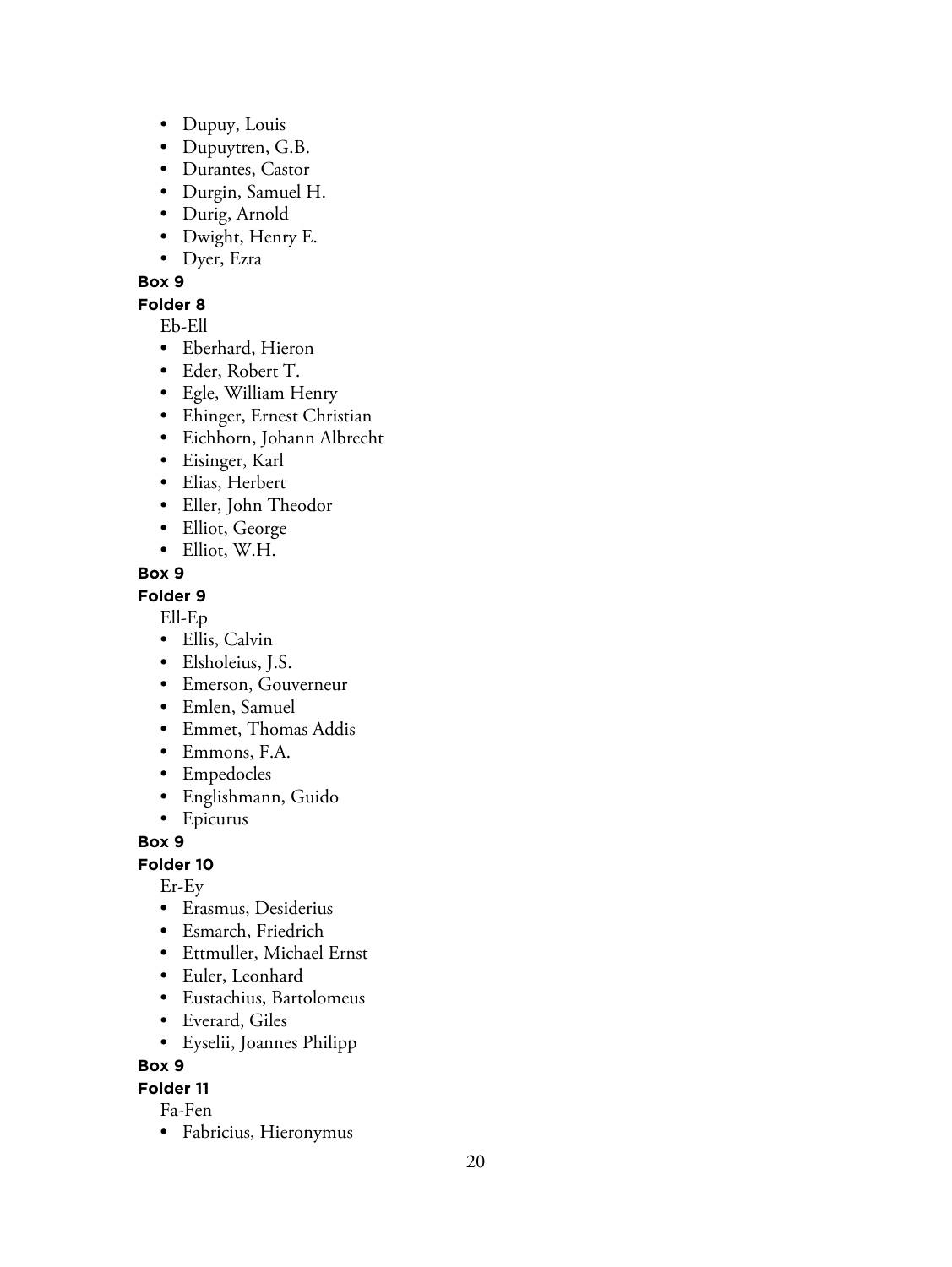- Dupuy, Louis
- Dupuytren, G.B.
- Durantes, Castor
- Durgin, Samuel H.
- Durig, Arnold
- Dwight, Henry E.
- Dyer, Ezra

**Box 9**

**Folder 8**

Eb-Ell

- Eberhard, Hieron
- Eder, Robert T.
- Egle, William Henry
- Ehinger, Ernest Christian
- Eichhorn, Johann Albrecht
- Eisinger, Karl
- Elias, Herbert
- Eller, John Theodor
- Elliot, George
- Elliot, W.H.

**Box 9**

**Folder 9**

Ell-Ep

- Ellis, Calvin
- Elsholeius, J.S.
- Emerson, Gouverneur
- Emlen, Samuel
- Emmet, Thomas Addis
- Emmons, F.A.
- Empedocles
- Englishmann, Guido
- Epicurus

**Box 9**

**Folder 10**

Er-Ey

- Erasmus, Desiderius
- Esmarch, Friedrich
- Ettmuller, Michael Ernst
- Euler, Leonhard
- Eustachius, Bartolomeus
- Everard, Giles
- Eyselii, Joannes Philipp

**Box 9**

**Folder 11**

Fa-Fen

- Fabricius, Hieronymus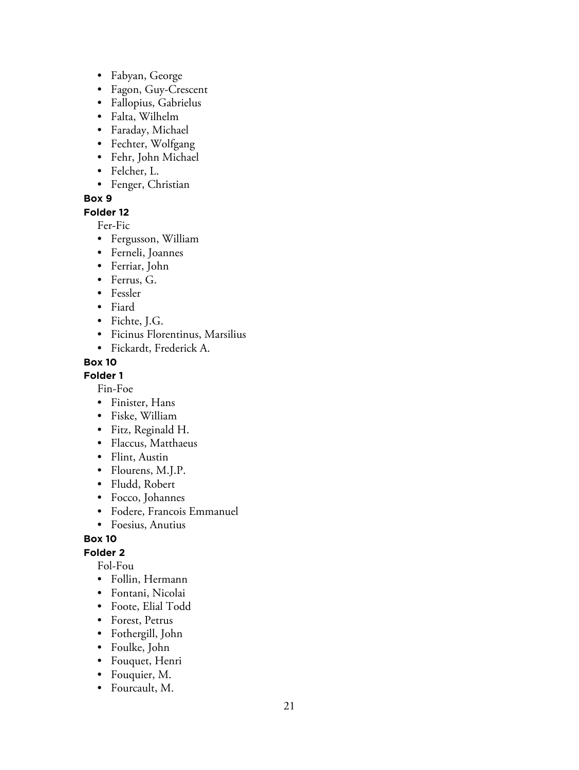- Fabyan, George
- Fagon, Guy-Crescent
- Fallopius, Gabrielus
- Falta, Wilhelm
- Faraday, Michael
- Fechter, Wolfgang
- Fehr, John Michael
- Felcher, L.
- Fenger, Christian

**Box 9**

**Folder 12**

Fer-Fic

- Fergusson, William
- Ferneli, Joannes
- Ferriar, John
- Ferrus, G.
- Fessler
- Fiard
- Fichte, J.G.
- Ficinus Florentinus, Marsilius
- Fickardt, Frederick A.

**Box 10**

**Folder 1**

Fin-Foe

- Finister, Hans
- Fiske, William
- Fitz, Reginald H.
- Flaccus, Matthaeus
- Flint, Austin
- Flourens, M.J.P.
- Fludd, Robert
- Focco, Johannes
- Fodere, Francois Emmanuel
- Foesius, Anutius

**Box 10**

**Folder 2**

Fol-Fou

- Follin, Hermann
- Fontani, Nicolai
- Foote, Elial Todd
- Forest, Petrus
- Fothergill, John
- Foulke, John
- Fouquet, Henri
- Fouquier, M.
- Fourcault, M.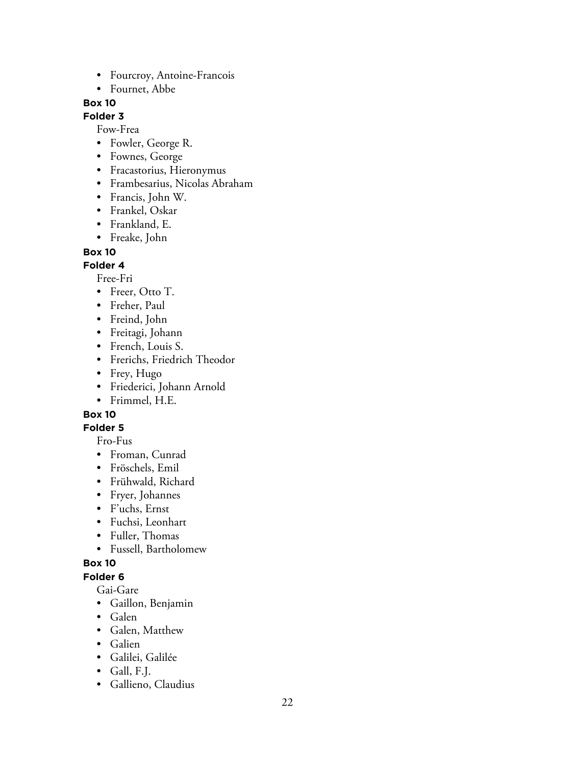- Fourcroy, Antoine-Francois
- Fournet, Abbe

**Box 10**

**Folder 3**

Fow-Frea

- Fowler, George R.
- Fownes, George
- Fracastorius, Hieronymus
- Frambesarius, Nicolas Abraham
- Francis, John W.
- Frankel, Oskar
- Frankland, E.
- Freake, John

**Box 10**

**Folder 4**

Free-Fri

- Freer, Otto T.
- Freher, Paul
- Freind, John
- Freitagi, Johann
- French, Louis S.
- Frerichs, Friedrich Theodor
- Frey, Hugo
- Friederici, Johann Arnold
- Frimmel, H.E.

**Box 10**

**Folder 5**

Fro-Fus

- Froman, Cunrad
- Fröschels, Emil
- Frühwald, Richard
- Fryer, Johannes
- F'uchs, Ernst
- Fuchsi, Leonhart
- Fuller, Thomas
- Fussell, Bartholomew

**Box 10**

**Folder 6**

Gai-Gare

- Gaillon, Benjamin
- Galen
- Galen, Matthew
- Galien
- Galilei, Galilée
- Gall, F.J.
- Gallieno, Claudius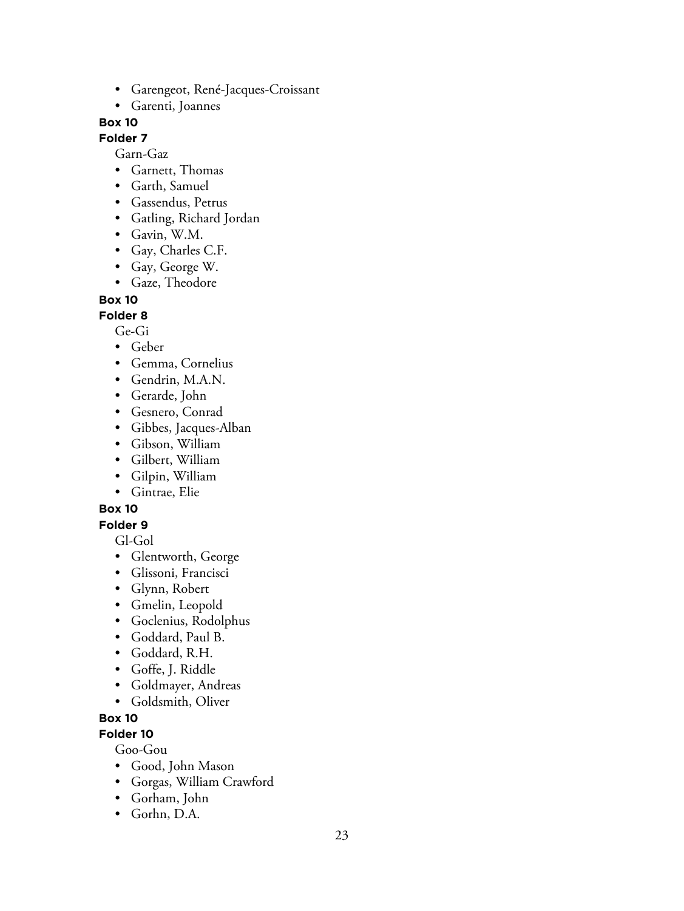- Garengeot, René-Jacques-Croissant
- Garenti, Joannes

**Box 10**

**Folder 7**

Garn-Gaz

- Garnett, Thomas
- Garth, Samuel
- Gassendus, Petrus
- Gatling, Richard Jordan
- Gavin, W.M.
- Gay, Charles C.F.
- Gay, George W.
- Gaze, Theodore

**Box 10**

**Folder 8**

Ge-Gi

- Geber
- Gemma, Cornelius
- Gendrin, M.A.N.
- Gerarde, John
- Gesnero, Conrad
- Gibbes, Jacques-Alban
- Gibson, William
- Gilbert, William
- Gilpin, William
- Gintrae, Elie

**Box 10**

**Folder 9**

Gl-Gol

- Glentworth, George
- Glissoni, Francisci
- Glynn, Robert
- Gmelin, Leopold
- Goclenius, Rodolphus
- Goddard, Paul B.
- Goddard, R.H.
- Goffe, J. Riddle
- Goldmayer, Andreas
- Goldsmith, Oliver

**Box 10**

**Folder 10**

Goo-Gou

- Good, John Mason
- Gorgas, William Crawford
- Gorham, John
- Gorhn, D.A.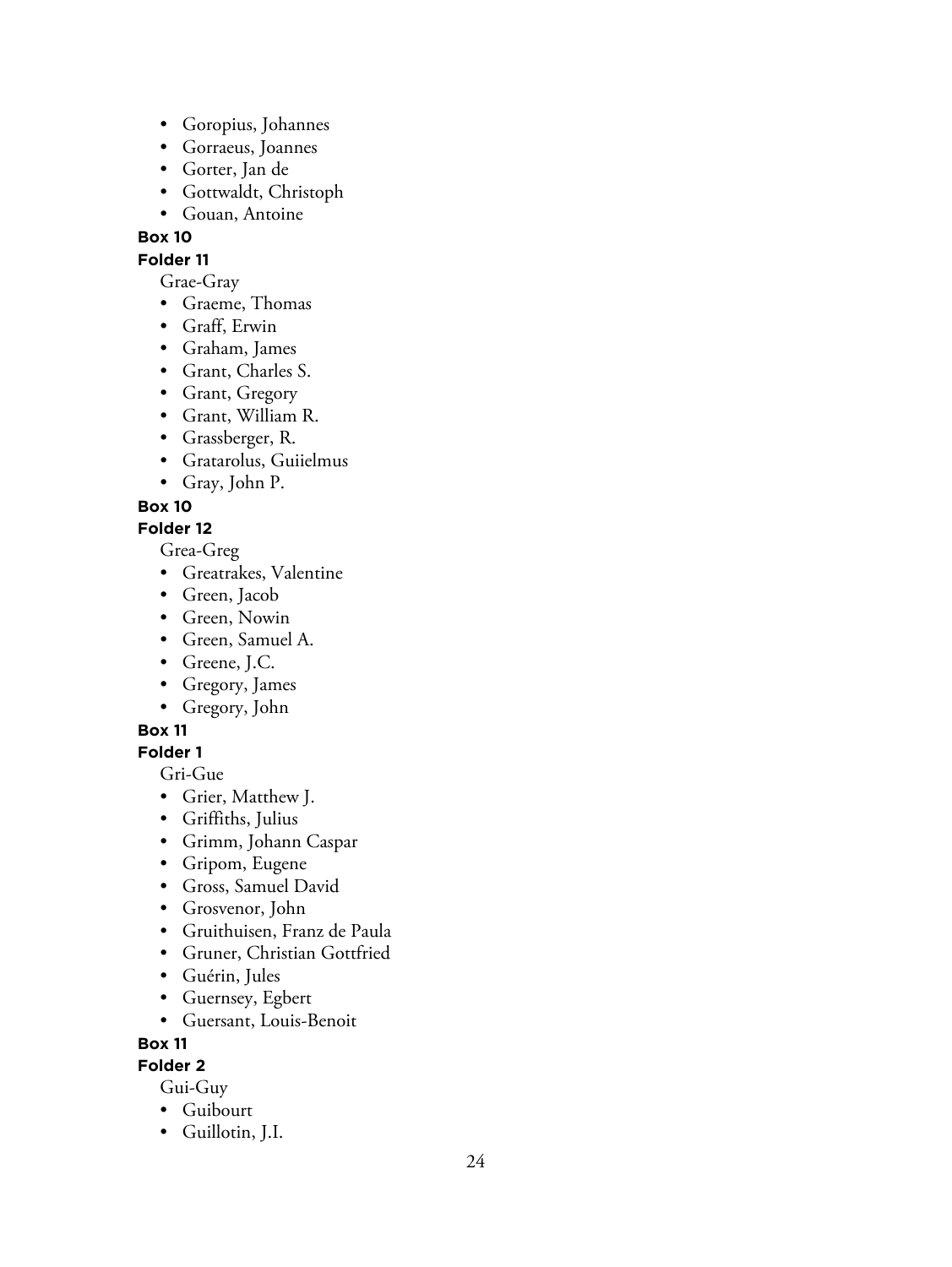- Goropius, Johannes
- Gorraeus, Joannes
- Gorter, Jan de
- Gottwaldt, Christoph
- Gouan, Antoine

**Box 10**

**Folder 11**

Grae-Gray

- Graeme, Thomas
- Graff, Erwin
- Graham, James
- Grant, Charles S.
- Grant, Gregory
- Grant, William R.
- Grassberger, R.
- Gratarolus, Guiielmus
- Gray, John P.

**Box 10**

**Folder 12**

Grea-Greg

- Greatrakes, Valentine
- Green, Jacob
- Green, Nowin
- Green, Samuel A.
- Greene, J.C.
- Gregory, James
- Gregory, John

**Box 11**

**Folder 1**

Gri-Gue

- Grier, Matthew J.
- Griffiths, Julius
- Grimm, Johann Caspar
- Gripom, Eugene
- Gross, Samuel David
- Grosvenor, John
- Gruithuisen, Franz de Paula
- Gruner, Christian Gottfried
- Guérin, Jules
- Guernsey, Egbert
- Guersant, Louis-Benoit

**Box 11**

**Folder 2**

Gui-Guy

- Guibourt
- Guillotin, J.I.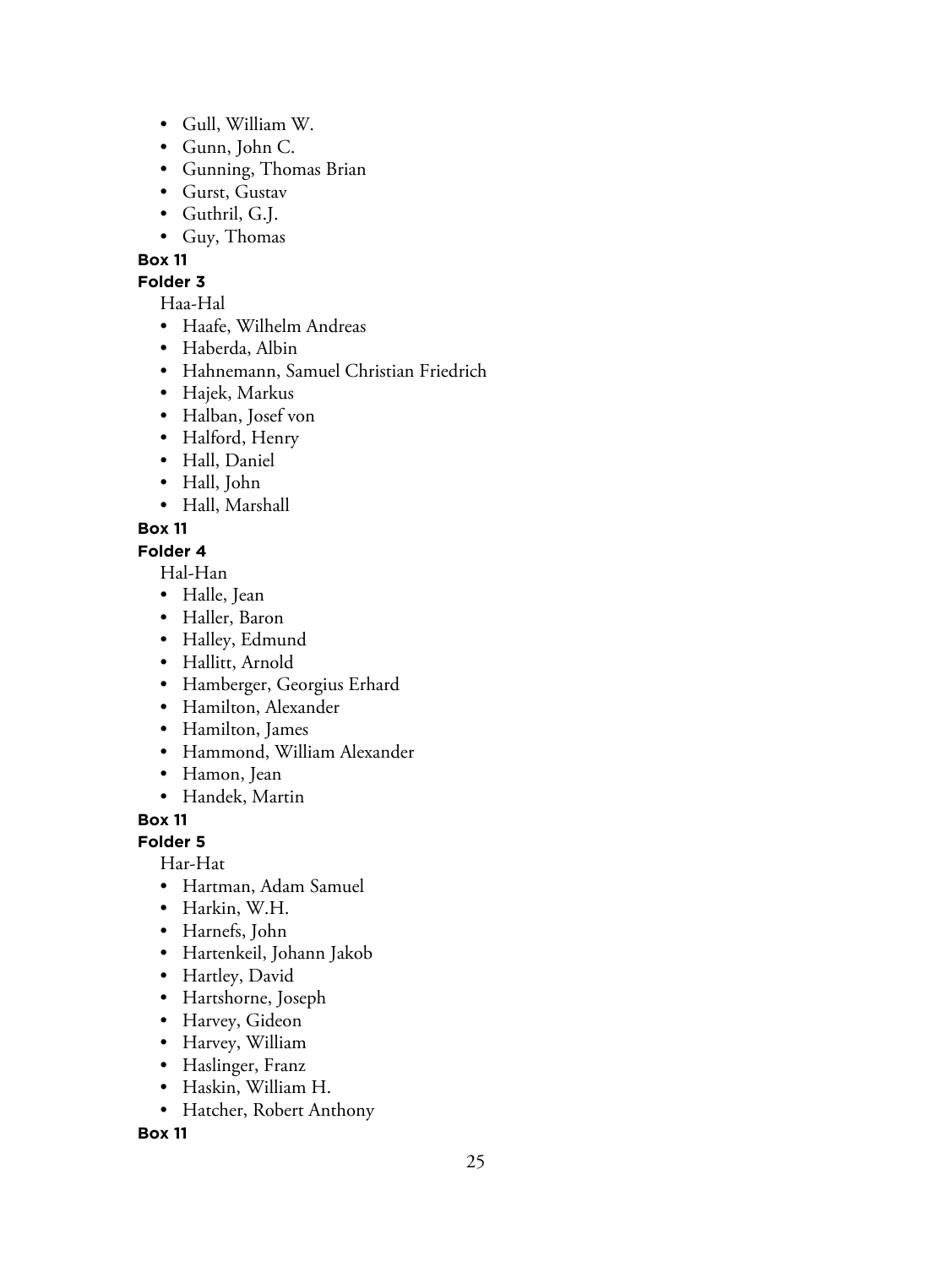- Gull, William W.
- Gunn, John C.
- Gunning, Thomas Brian
- Gurst, Gustav
- Guthril, G.J.
- Guy, Thomas

**Box 11**

**Folder 3**

Haa-Hal

- Haafe, Wilhelm Andreas
- Haberda, Albin
- Hahnemann, Samuel Christian Friedrich
- Hajek, Markus
- Halban, Josef von
- Halford, Henry
- Hall, Daniel
- Hall, John
- Hall, Marshall

**Box 11**

**Folder 4**

Hal-Han

- Halle, Jean
- Haller, Baron
- Halley, Edmund
- Hallitt, Arnold
- Hamberger, Georgius Erhard
- Hamilton, Alexander
- Hamilton, James
- Hammond, William Alexander
- Hamon, Jean
- Handek, Martin

**Box 11**

**Folder 5**

Har-Hat

- Hartman, Adam Samuel
- Harkin, W.H.
- Harnefs, John
- Hartenkeil, Johann Jakob
- Hartley, David
- Hartshorne, Joseph
- Harvey, Gideon
- Harvey, William
- Haslinger, Franz
- Haskin, William H.
- Hatcher, Robert Anthony

**Box 11**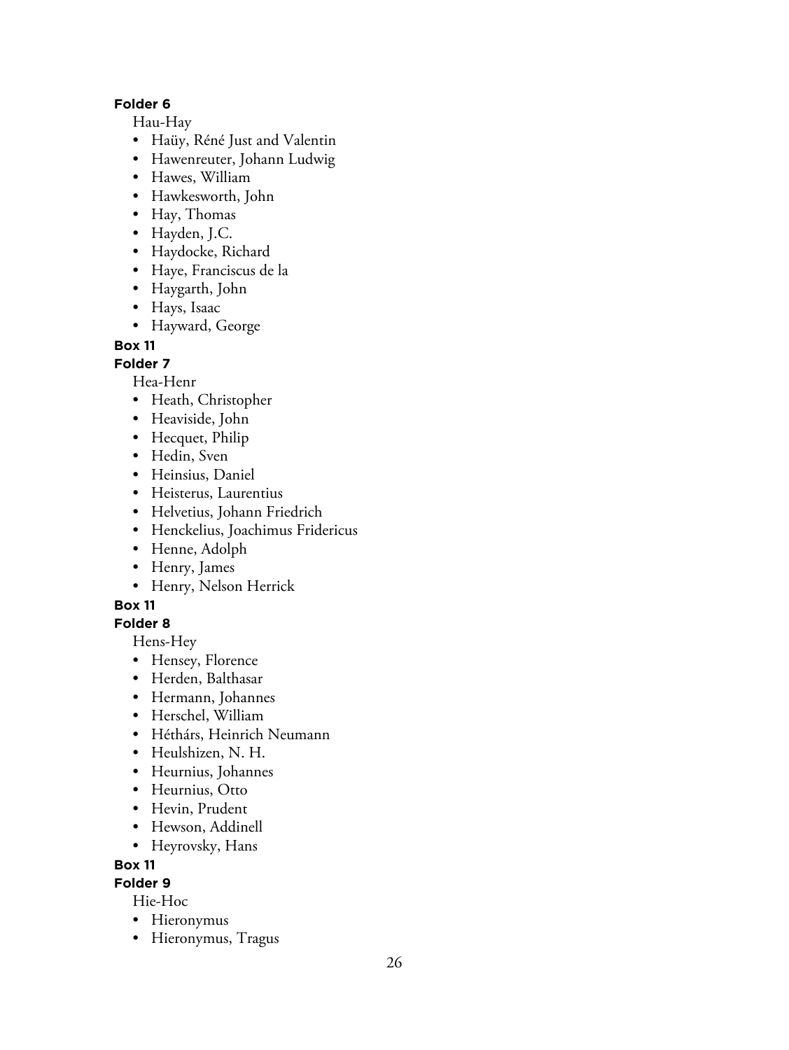**Folder 6**

Hau-Hay

- Haüy, Réné Just and Valentin
- Hawenreuter, Johann Ludwig
- Hawes, William
- Hawkesworth, John
- Hay, Thomas
- Hayden, J.C.
- Haydocke, Richard
- Haye, Franciscus de la
- Haygarth, John
- Hays, Isaac
- Hayward, George

**Box 11**

**Folder 7**

Hea-Henr

- Heath, Christopher
- Heaviside, John
- Hecquet, Philip
- Hedin, Sven
- Heinsius, Daniel
- Heisterus, Laurentius
- Helvetius, Johann Friedrich
- Henckelius, Joachimus Fridericus
- Henne, Adolph
- Henry, James
- Henry, Nelson Herrick

**Box 11**

**Folder 8**

Hens-Hey

- Hensey, Florence
- Herden, Balthasar
- Hermann, Johannes
- Herschel, William
- Héthárs, Heinrich Neumann
- Heulshizen, N. H.
- Heurnius, Johannes
- Heurnius, Otto
- Hevin, Prudent
- Hewson, Addinell
- Heyrovsky, Hans

**Box 11**

**Folder 9**

Hie-Hoc

- Hieronymus
- Hieronymus, Tragus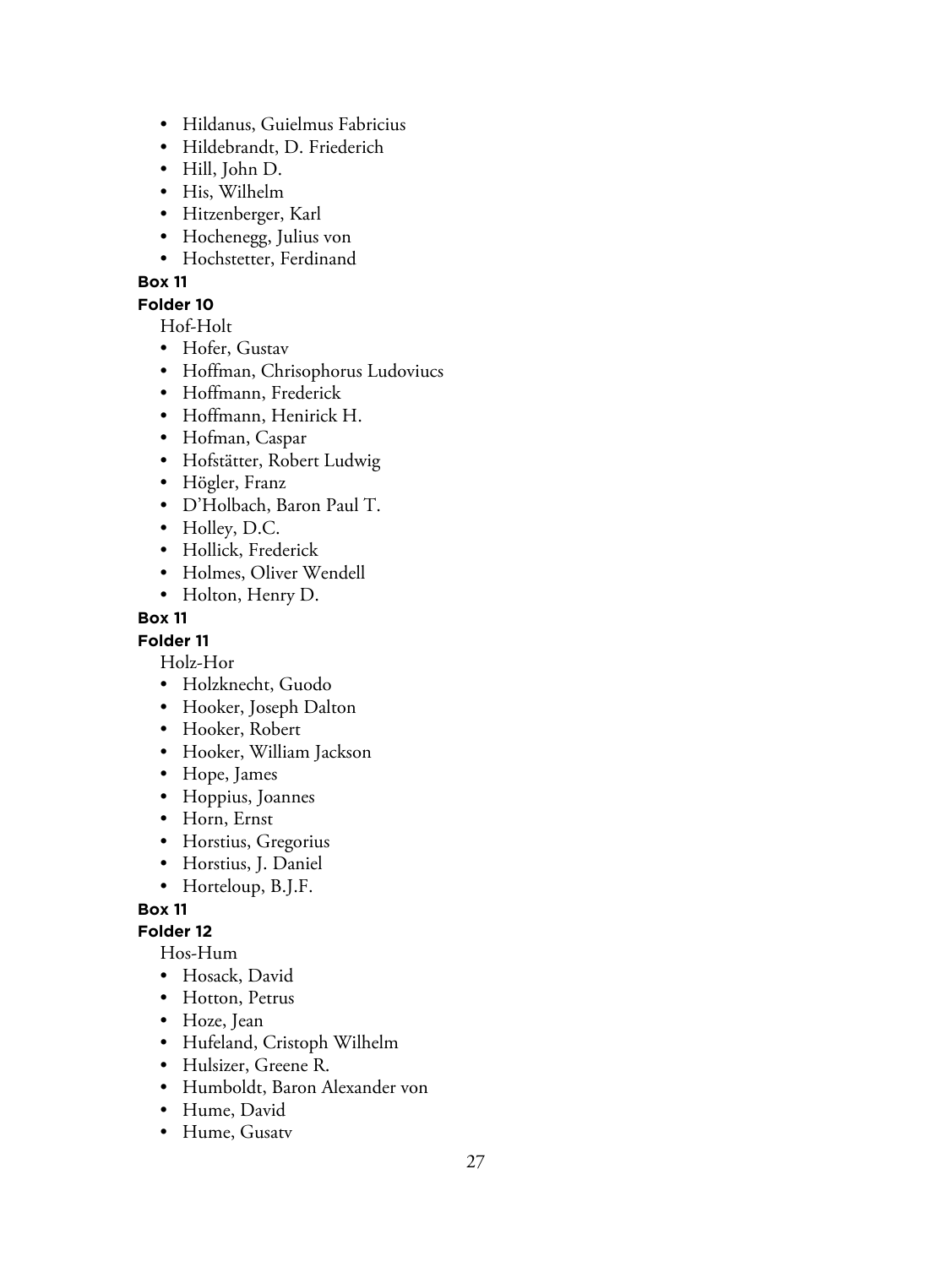- Hildanus, Guielmus Fabricius
- Hildebrandt, D. Friederich
- Hill, John D.
- His, Wilhelm
- Hitzenberger, Karl
- Hochenegg, Julius von
- Hochstetter, Ferdinand

**Box 11**

**Folder 10**

Hof-Holt

- Hofer, Gustav
- Hoffman, Chrisophorus Ludoviucs
- Hoffmann, Frederick
- Hoffmann, Henirick H.
- Hofman, Caspar
- Hofstätter, Robert Ludwig
- Högler, Franz
- D'Holbach, Baron Paul T.
- Holley, D.C.
- Hollick, Frederick
- Holmes, Oliver Wendell
- Holton, Henry D.

**Box 11**

**Folder 11**

Holz-Hor

- Holzknecht, Guodo
- Hooker, Joseph Dalton
- Hooker, Robert
- Hooker, William Jackson
- Hope, James
- Hoppius, Joannes
- Horn, Ernst
- Horstius, Gregorius
- Horstius, J. Daniel
- Horteloup, B.J.F.

**Box 11**

**Folder 12**

Hos-Hum

- Hosack, David
- Hotton, Petrus
- Hoze, Jean
- Hufeland, Cristoph Wilhelm
- Hulsizer, Greene R.
- Humboldt, Baron Alexander von
- Hume, David
- Hume, Gusatv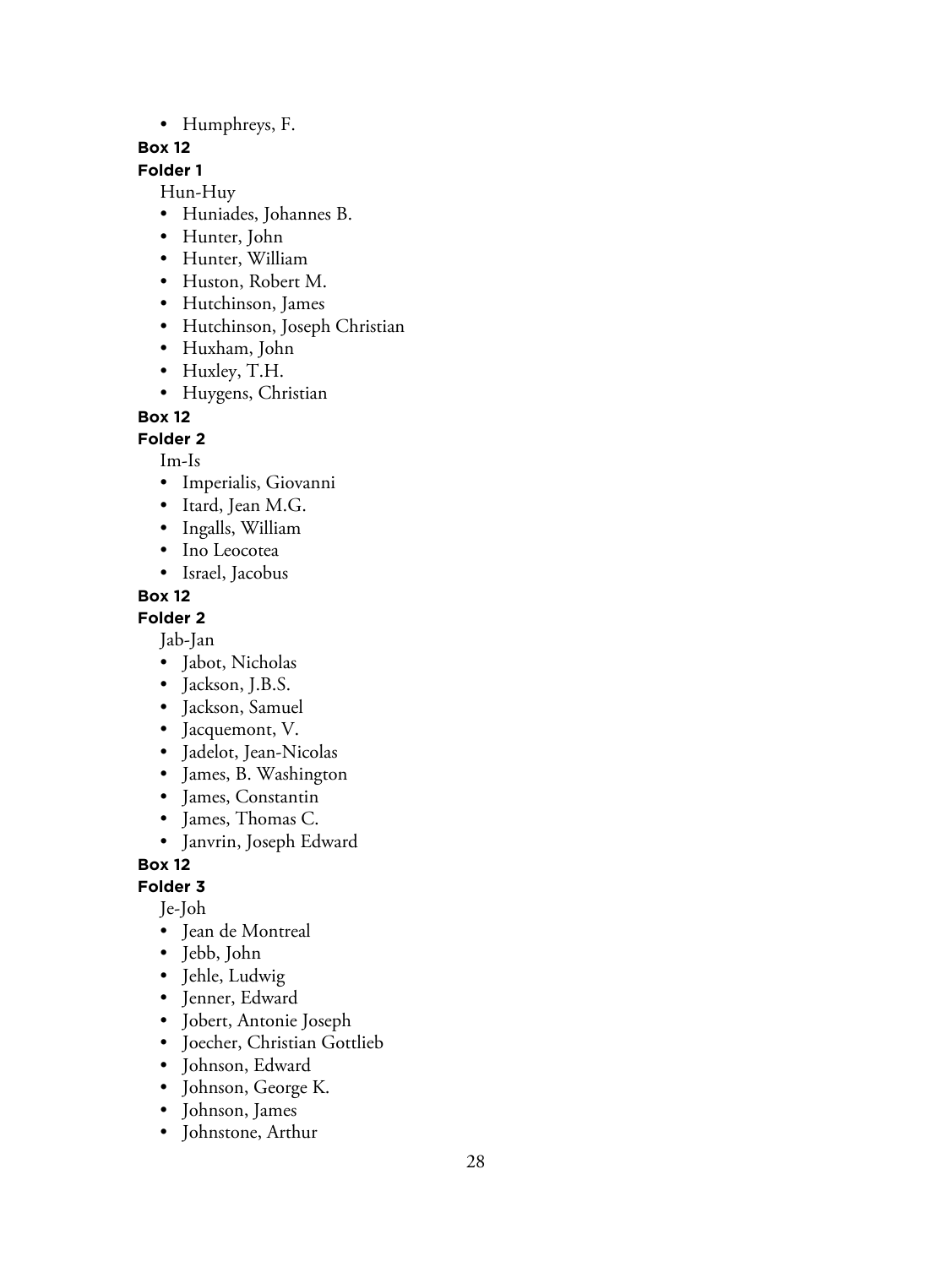- Humphreys, F.

**Box 12**

**Folder 1**

Hun-Huy

- Huniades, Johannes B.
- Hunter, John
- Hunter, William
- Huston, Robert M.
- Hutchinson, James
- Hutchinson, Joseph Christian
- Huxham, John
- Huxley, T.H.
- Huygens, Christian

**Box 12**

**Folder 2**

Im-Is

- Imperialis, Giovanni
- Itard, Jean M.G.
- Ingalls, William
- Ino Leocotea
- Israel, Jacobus

**Box 12**

**Folder 2**

Jab-Jan

- Jabot, Nicholas
- Jackson, J.B.S.
- Jackson, Samuel
- Jacquemont, V.
- Jadelot, Jean-Nicolas
- James, B. Washington
- James, Constantin
- James, Thomas C.
- Janvrin, Joseph Edward

**Box 12**

**Folder 3**

Je-Joh

- Jean de Montreal
- Jebb, John
- Jehle, Ludwig
- Jenner, Edward
- Jobert, Antonie Joseph
- Joecher, Christian Gottlieb
- Johnson, Edward
- Johnson, George K.
- Johnson, James
- Johnstone, Arthur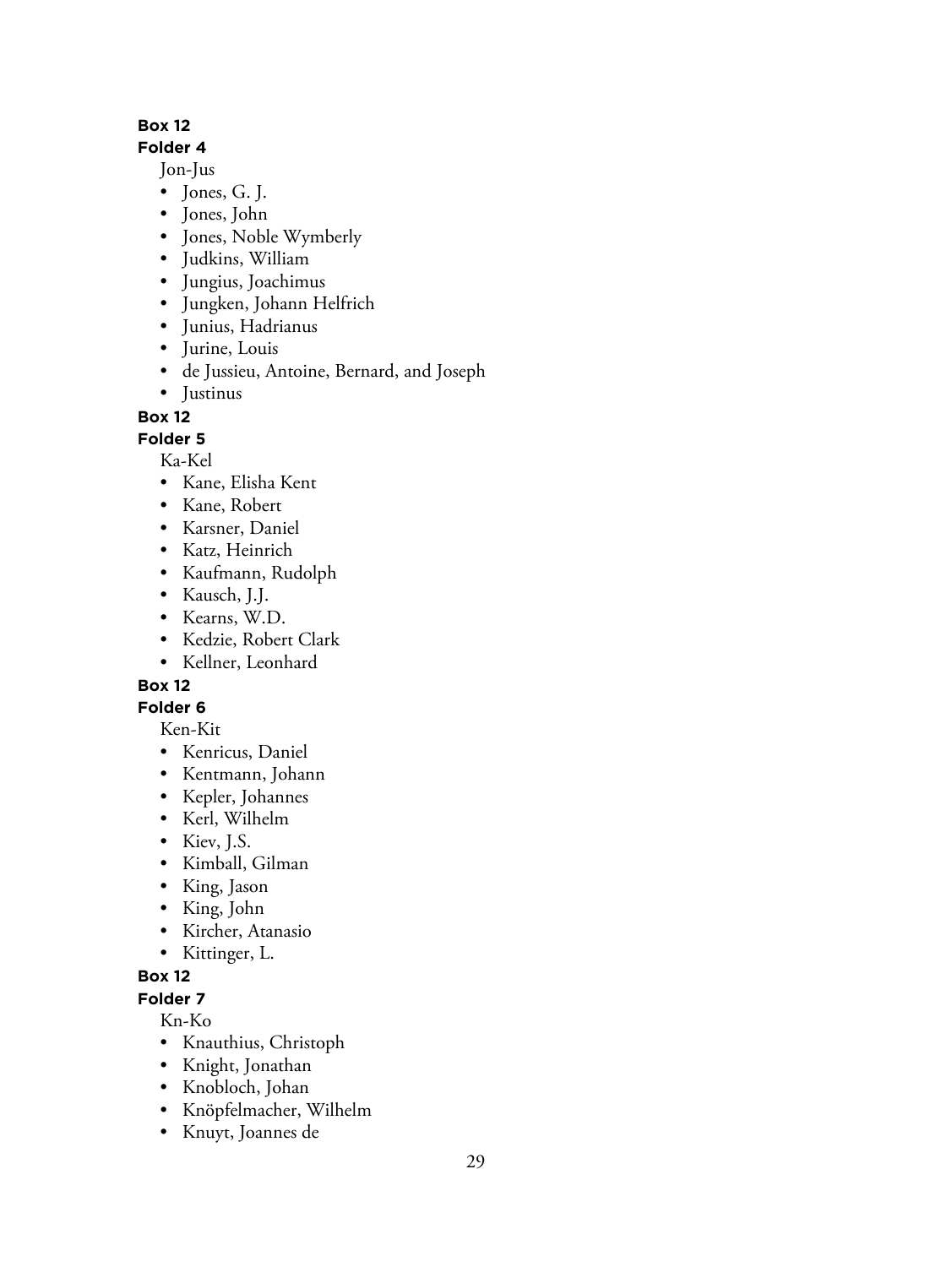**Box 12**
**Folder 4**

Jon-Jus

- Jones, G. J.
- Jones, John
- Jones, Noble Wymberly
- Judkins, William
- Jungius, Joachimus
- Jungken, Johann Helfrich
- Junius, Hadrianus
- Jurine, Louis
- de Jussieu, Antoine, Bernard, and Joseph
- Justinus

**Box 12**
**Folder 5**

Ka-Kel

- Kane, Elisha Kent
- Kane, Robert
- Karsner, Daniel
- Katz, Heinrich
- Kaufmann, Rudolph
- Kausch, J.J.
- Kearns, W.D.
- Kedzie, Robert Clark
- Kellner, Leonhard

**Box 12**
**Folder 6**

Ken-Kit

- Kenricus, Daniel
- Kentmann, Johann
- Kepler, Johannes
- Kerl, Wilhelm
- Kiev, J.S.
- Kimball, Gilman
- King, Jason
- King, John
- Kircher, Atanasio
- Kittinger, L.

**Box 12**
**Folder 7**

Kn-Ko

- Knauthius, Christoph
- Knight, Jonathan
- Knobloch, Johan
- Knöpfelmacher, Wilhelm
- Knuyt, Joannes de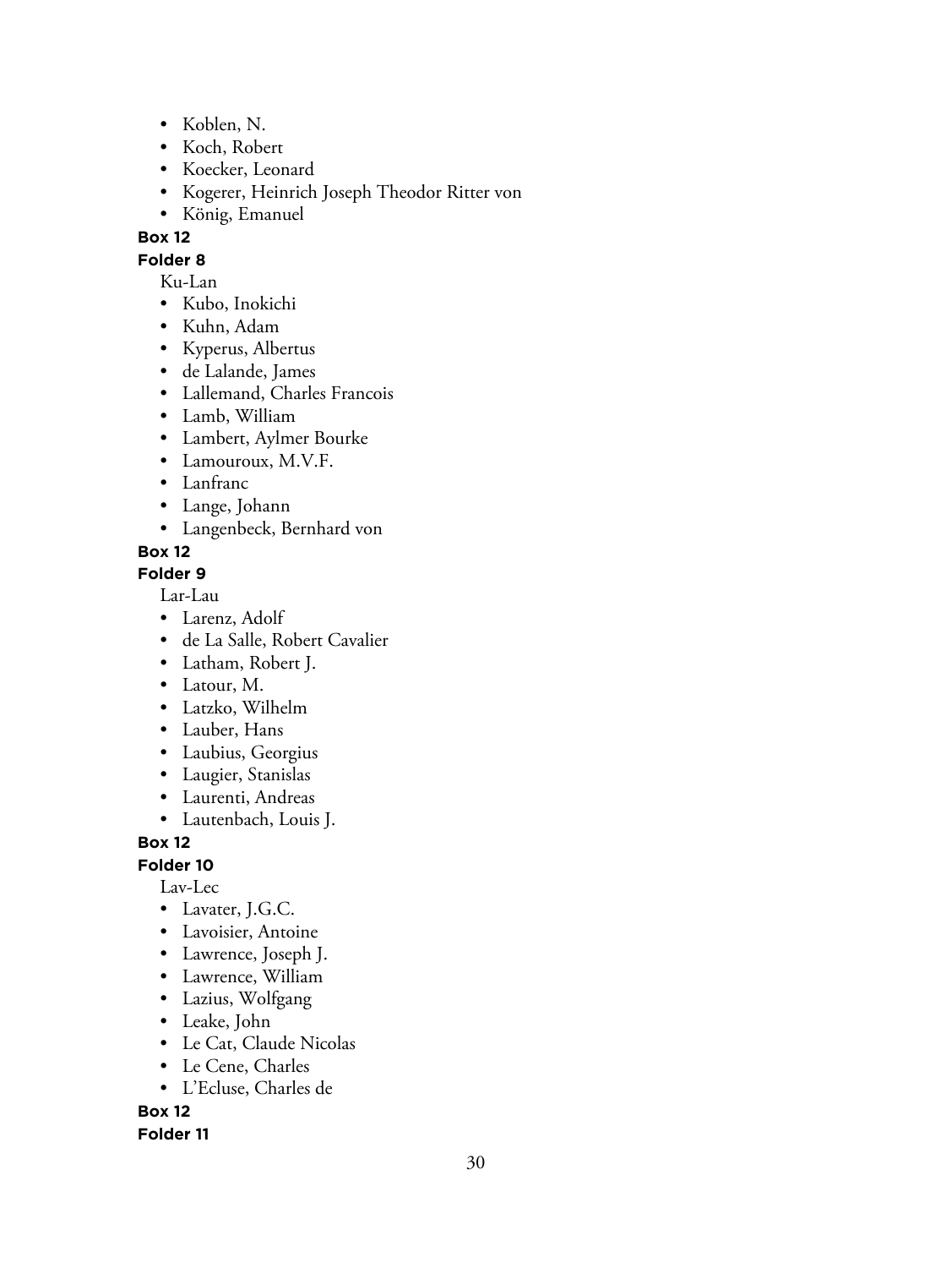- Koblen, N.
- Koch, Robert
- Koecker, Leonard
- Kogerer, Heinrich Joseph Theodor Ritter von
- König, Emanuel

**Box 12**

**Folder 8**

Ku-Lan

- Kubo, Inokichi
- Kuhn, Adam
- Kyperus, Albertus
- de Lalande, James
- Lallemand, Charles Francois
- Lamb, William
- Lambert, Aylmer Bourke
- Lamouroux, M.V.F.
- Lanfranc
- Lange, Johann
- Langenbeck, Bernhard von

**Box 12**

**Folder 9**

Lar-Lau

- Larenz, Adolf
- de La Salle, Robert Cavalier
- Latham, Robert J.
- Latour, M.
- Latzko, Wilhelm
- Lauber, Hans
- Laubius, Georgius
- Laugier, Stanislas
- Laurenti, Andreas
- Lautenbach, Louis J.

**Box 12**

**Folder 10**

Lav-Lec

- Lavater, J.G.C.
- Lavoisier, Antoine
- Lawrence, Joseph J.
- Lawrence, William
- Lazius, Wolfgang
- Leake, John
- Le Cat, Claude Nicolas
- Le Cene, Charles
- L'Ecluse, Charles de

**Box 12**

**Folder 11**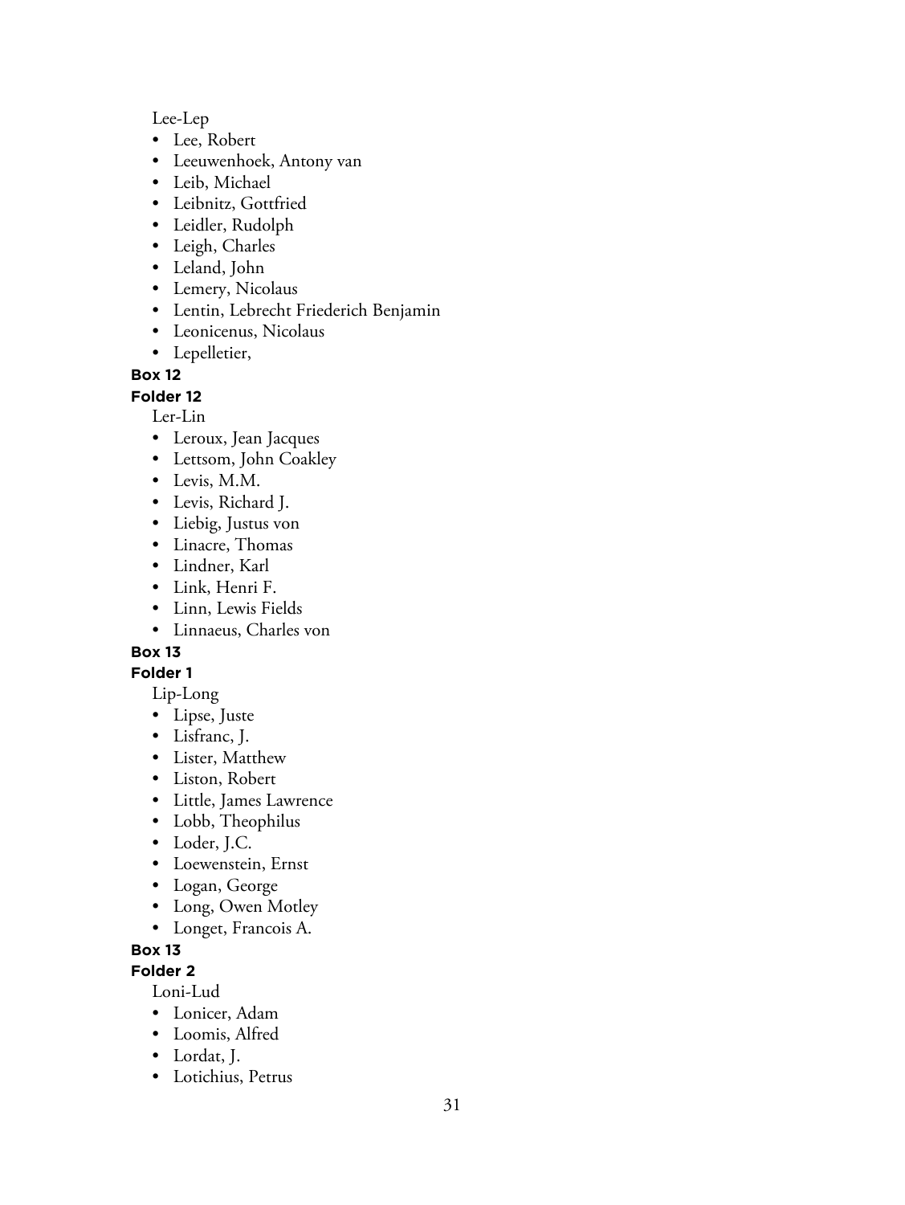Lee-Lep

- Lee, Robert
- Leeuwenhoek, Antony van
- Leib, Michael
- Leibnitz, Gottfried
- Leidler, Rudolph
- Leigh, Charles
- Leland, John
- Lemery, Nicolaus
- Lentin, Lebrecht Friederich Benjamin
- Leonicenus, Nicolaus
- Lepelletier,

**Box 12**

**Folder 12**

Ler-Lin

- Leroux, Jean Jacques
- Lettsom, John Coakley
- Levis, M.M.
- Levis, Richard J.
- Liebig, Justus von
- Linacre, Thomas
- Lindner, Karl
- Link, Henri F.
- Linn, Lewis Fields
- Linnaeus, Charles von

**Box 13**

**Folder 1**

Lip-Long

- Lipse, Juste
- Lisfranc, J.
- Lister, Matthew
- Liston, Robert
- Little, James Lawrence
- Lobb, Theophilus
- Loder, J.C.
- Loewenstein, Ernst
- Logan, George
- Long, Owen Motley
- Longet, Francois A.

**Box 13**

**Folder 2**

Loni-Lud

- Lonicer, Adam
- Loomis, Alfred
- Lordat, J.
- Lotichius, Petrus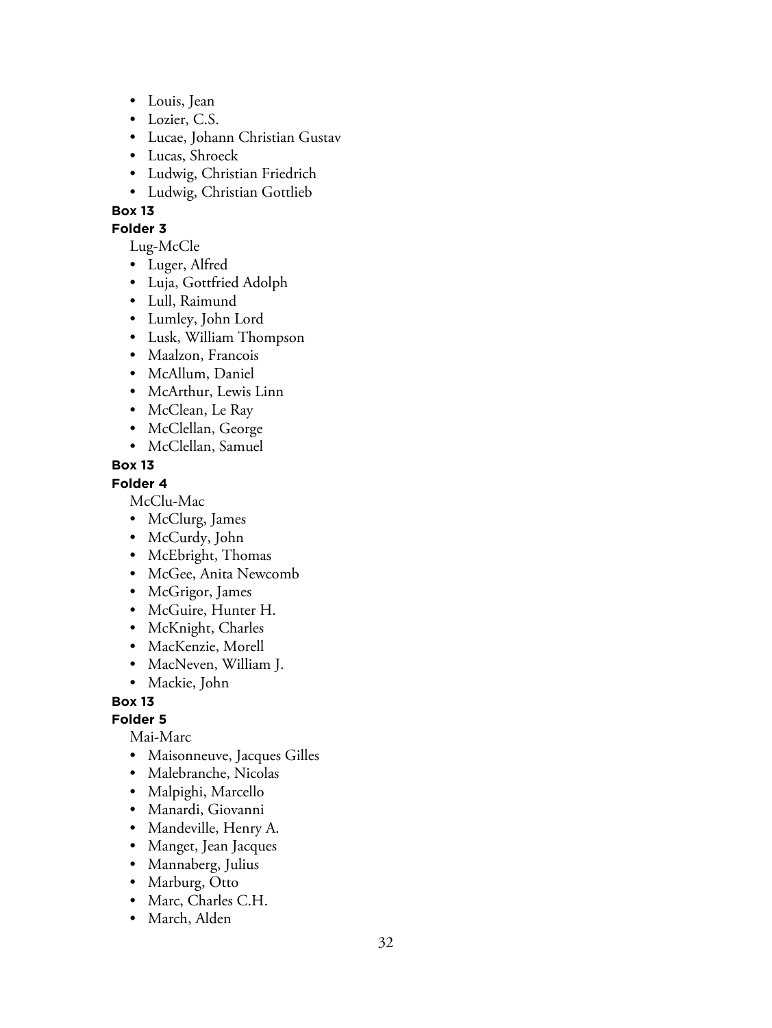- Louis, Jean
- Lozier, C.S.
- Lucae, Johann Christian Gustav
- Lucas, Shroeck
- Ludwig, Christian Friedrich
- Ludwig, Christian Gottlieb

**Box 13**

**Folder 3**

Lug-McCle

- Luger, Alfred
- Luja, Gottfried Adolph
- Lull, Raimund
- Lumley, John Lord
- Lusk, William Thompson
- Maalzon, Francois
- McAllum, Daniel
- McArthur, Lewis Linn
- McClean, Le Ray
- McClellan, George
- McClellan, Samuel

**Box 13**

**Folder 4**

McClu-Mac

- McClurg, James
- McCurdy, John
- McEbright, Thomas
- McGee, Anita Newcomb
- McGrigor, James
- McGuire, Hunter H.
- McKnight, Charles
- MacKenzie, Morell
- MacNeven, William J.
- Mackie, John

**Box 13**

**Folder 5**

Mai-Marc

- Maisonneuve, Jacques Gilles
- Malebranche, Nicolas
- Malpighi, Marcello
- Manardi, Giovanni
- Mandeville, Henry A.
- Manget, Jean Jacques
- Mannaberg, Julius
- Marburg, Otto
- Marc, Charles C.H.
- March, Alden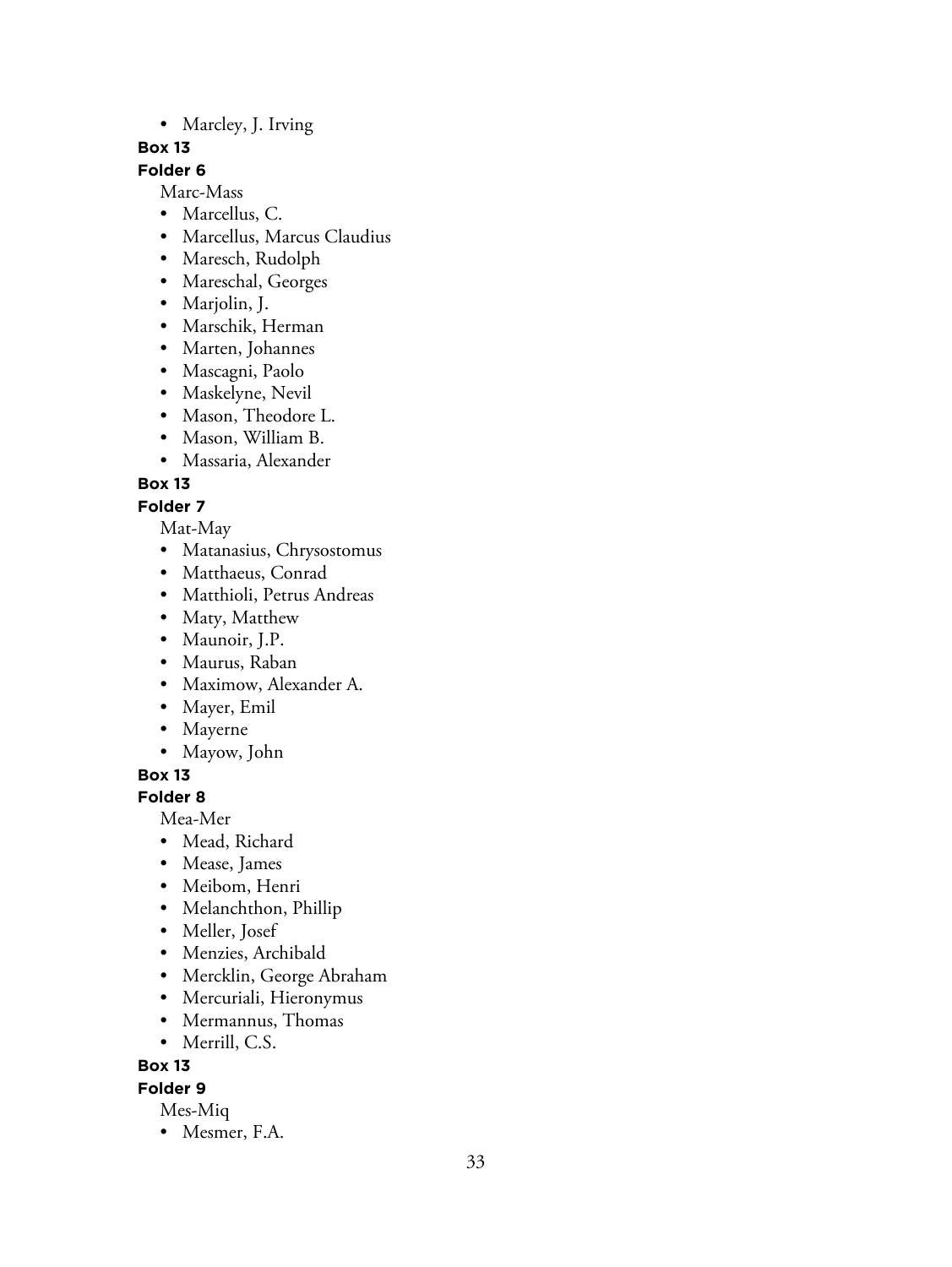- Marcley, J. Irving

**Box 13**

**Folder 6**

Marc-Mass

- Marcellus, C.
- Marcellus, Marcus Claudius
- Maresch, Rudolph
- Mareschal, Georges
- Marjolin, J.
- Marschik, Herman
- Marten, Johannes
- Mascagni, Paolo
- Maskelyne, Nevil
- Mason, Theodore L.
- Mason, William B.
- Massaria, Alexander

**Box 13**

**Folder 7**

Mat-May

- Matanasius, Chrysostomus
- Matthaeus, Conrad
- Matthioli, Petrus Andreas
- Maty, Matthew
- Maunoir, J.P.
- Maurus, Raban
- Maximow, Alexander A.
- Mayer, Emil
- Mayerne
- Mayow, John

**Box 13**

**Folder 8**

Mea-Mer

- Mead, Richard
- Mease, James
- Meibom, Henri
- Melanchthon, Phillip
- Meller, Josef
- Menzies, Archibald
- Mercklin, George Abraham
- Mercuriali, Hieronymus
- Mermannus, Thomas
- Merrill, C.S.

**Box 13**

**Folder 9**

Mes-Miq

- Mesmer, F.A.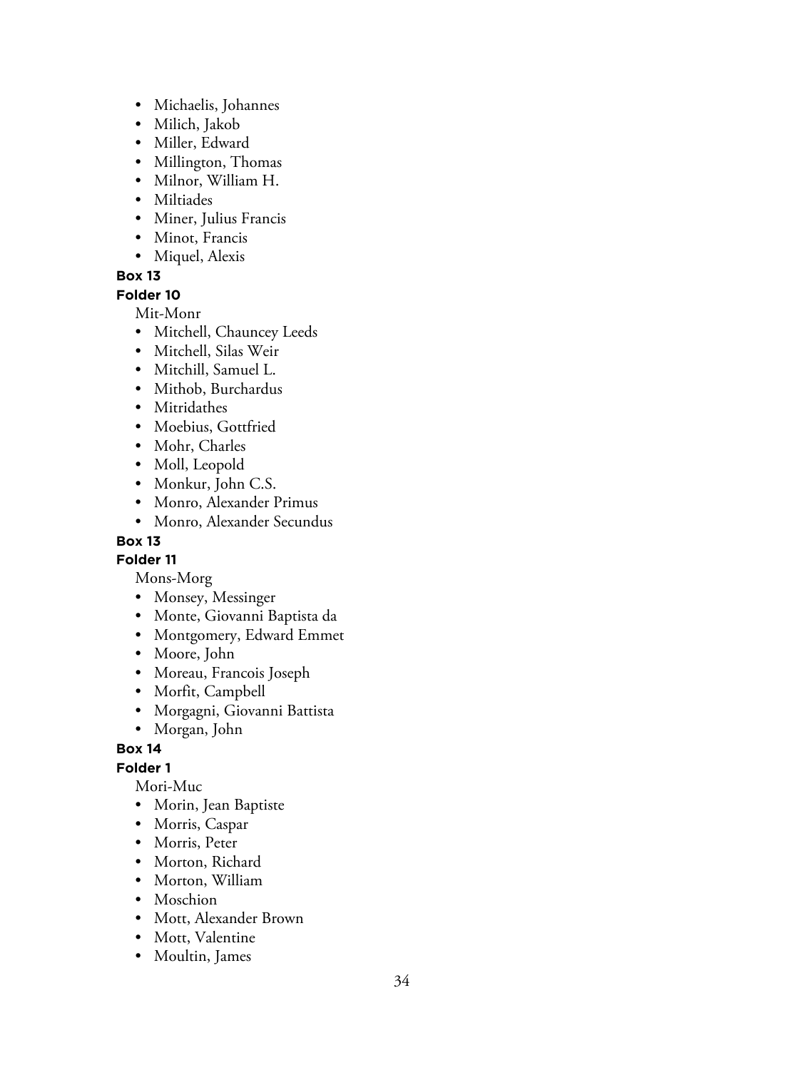- Michaelis, Johannes
- Milich, Jakob
- Miller, Edward
- Millington, Thomas
- Milnor, William H.
- Miltiades
- Miner, Julius Francis
- Minot, Francis
- Miquel, Alexis

**Box 13**

**Folder 10**

Mit-Monr

- Mitchell, Chauncey Leeds
- Mitchell, Silas Weir
- Mitchill, Samuel L.
- Mithob, Burchardus
- Mitridathes
- Moebius, Gottfried
- Mohr, Charles
- Moll, Leopold
- Monkur, John C.S.
- Monro, Alexander Primus
- Monro, Alexander Secundus

**Box 13**

**Folder 11**

Mons-Morg

- Monsey, Messinger
- Monte, Giovanni Baptista da
- Montgomery, Edward Emmet
- Moore, John
- Moreau, Francois Joseph
- Morfit, Campbell
- Morgagni, Giovanni Battista
- Morgan, John

**Box 14**

**Folder 1**

Mori-Muc

- Morin, Jean Baptiste
- Morris, Caspar
- Morris, Peter
- Morton, Richard
- Morton, William
- Moschion
- Mott, Alexander Brown
- Mott, Valentine
- Moultin, James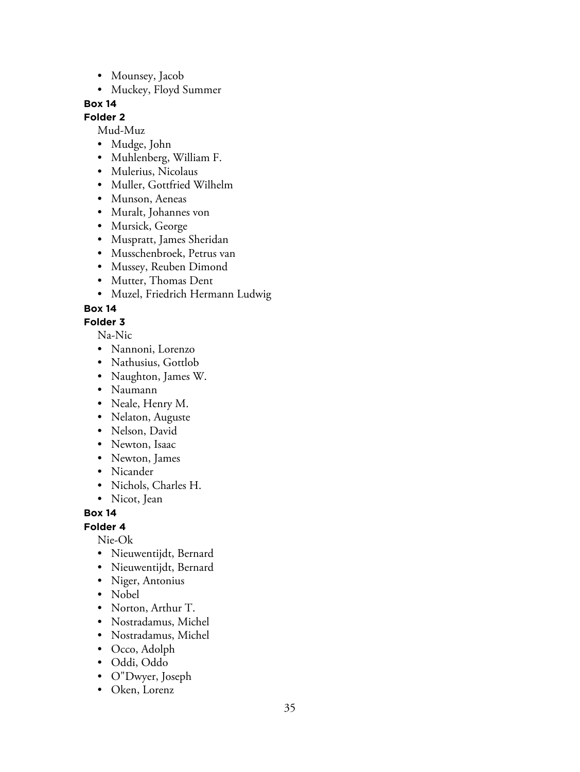- Mounsey, Jacob
- Muckey, Floyd Summer

**Box 14**

**Folder 2**

Mud-Muz

- Mudge, John
- Muhlenberg, William F.
- Mulerius, Nicolaus
- Muller, Gottfried Wilhelm
- Munson, Aeneas
- Muralt, Johannes von
- Mursick, George
- Muspratt, James Sheridan
- Musschenbroek, Petrus van
- Mussey, Reuben Dimond
- Mutter, Thomas Dent
- Muzel, Friedrich Hermann Ludwig

**Box 14**

**Folder 3**

Na-Nic

- Nannoni, Lorenzo
- Nathusius, Gottlob
- Naughton, James W.
- Naumann
- Neale, Henry M.
- Nelaton, Auguste
- Nelson, David
- Newton, Isaac
- Newton, James
- Nicander
- Nichols, Charles H.
- Nicot, Jean

**Box 14**

**Folder 4**

Nie-Ok

- Nieuwentijdt, Bernard
- Nieuwentijdt, Bernard
- Niger, Antonius
- Nobel
- Norton, Arthur T.
- Nostradamus, Michel
- Nostradamus, Michel
- Occo, Adolph
- Oddi, Oddo
- O"Dwyer, Joseph
- Oken, Lorenz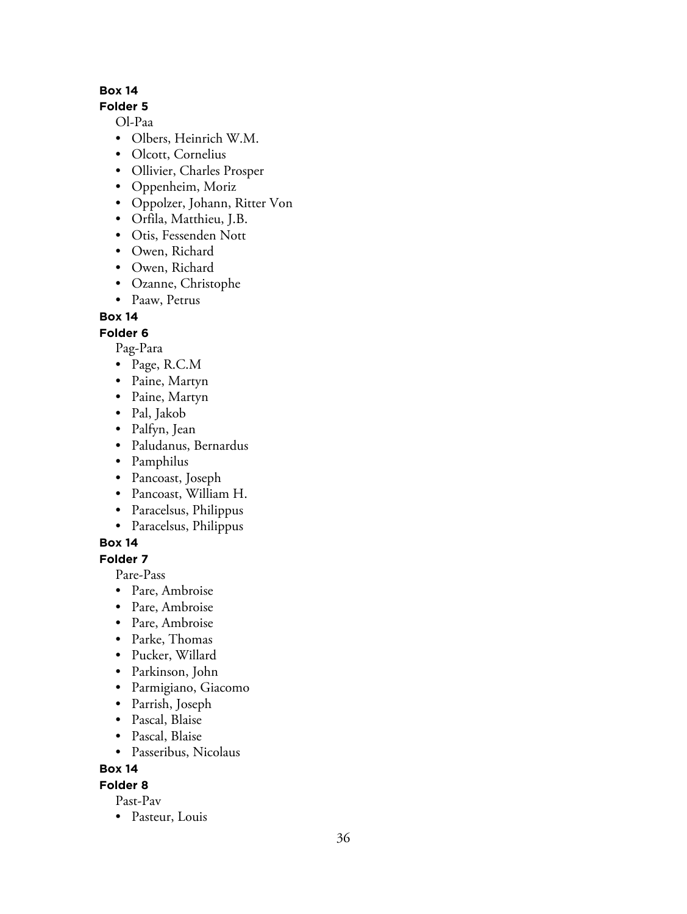**Box 14**
**Folder 5**

Ol-Paa

- Olbers, Heinrich W.M.
- Olcott, Cornelius
- Ollivier, Charles Prosper
- Oppenheim, Moriz
- Oppolzer, Johann, Ritter Von
- Orfila, Matthieu, J.B.
- Otis, Fessenden Nott
- Owen, Richard
- Owen, Richard
- Ozanne, Christophe
- Paaw, Petrus

**Box 14**
**Folder 6**

Pag-Para

- Page, R.C.M
- Paine, Martyn
- Paine, Martyn
- Pal, Jakob
- Palfyn, Jean
- Paludanus, Bernardus
- Pamphilus
- Pancoast, Joseph
- Pancoast, William H.
- Paracelsus, Philippus
- Paracelsus, Philippus

**Box 14**
**Folder 7**

Pare-Pass

- Pare, Ambroise
- Pare, Ambroise
- Pare, Ambroise
- Parke, Thomas
- Pucker, Willard
- Parkinson, John
- Parmigiano, Giacomo
- Parrish, Joseph
- Pascal, Blaise
- Pascal, Blaise
- Passeribus, Nicolaus

**Box 14**
**Folder 8**

Past-Pav

- Pasteur, Louis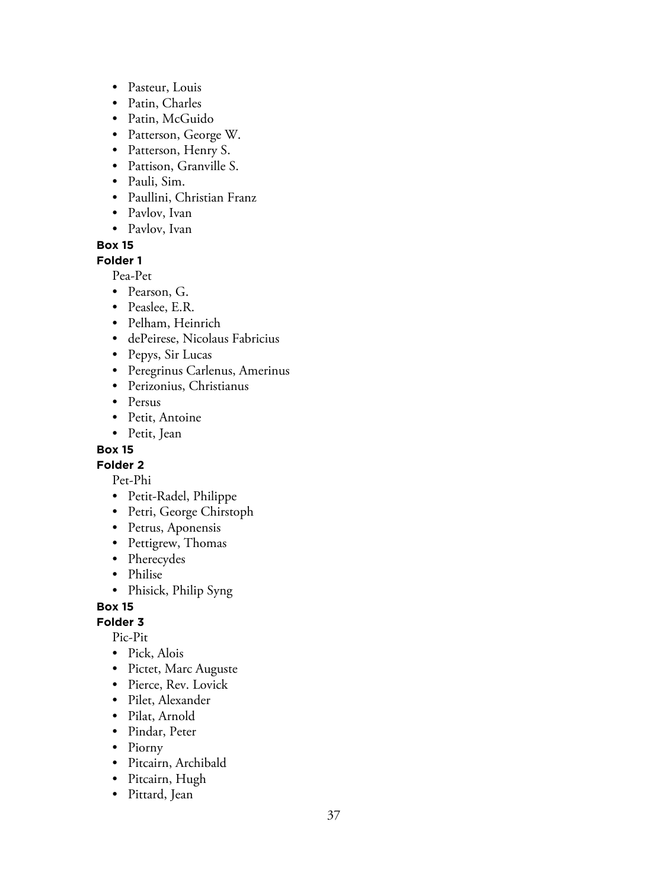- Pasteur, Louis
- Patin, Charles
- Patin, McGuido
- Patterson, George W.
- Patterson, Henry S.
- Pattison, Granville S.
- Pauli, Sim.
- Paullini, Christian Franz
- Pavlov, Ivan
- Pavlov, Ivan

**Box 15**

**Folder 1**

Pea-Pet

- Pearson, G.
- Peaslee, E.R.
- Pelham, Heinrich
- dePeirese, Nicolaus Fabricius
- Pepys, Sir Lucas
- Peregrinus Carlenus, Amerinus
- Perizonius, Christianus
- Persus
- Petit, Antoine
- Petit, Jean

**Box 15**

**Folder 2**

Pet-Phi

- Petit-Radel, Philippe
- Petri, George Chirstoph
- Petrus, Aponensis
- Pettigrew, Thomas
- Pherecydes
- Philise
- Phisick, Philip Syng

**Box 15**

**Folder 3**

Pic-Pit

- Pick, Alois
- Pictet, Marc Auguste
- Pierce, Rev. Lovick
- Pilet, Alexander
- Pilat, Arnold
- Pindar, Peter
- Piorny
- Pitcairn, Archibald
- Pitcairn, Hugh
- Pittard, Jean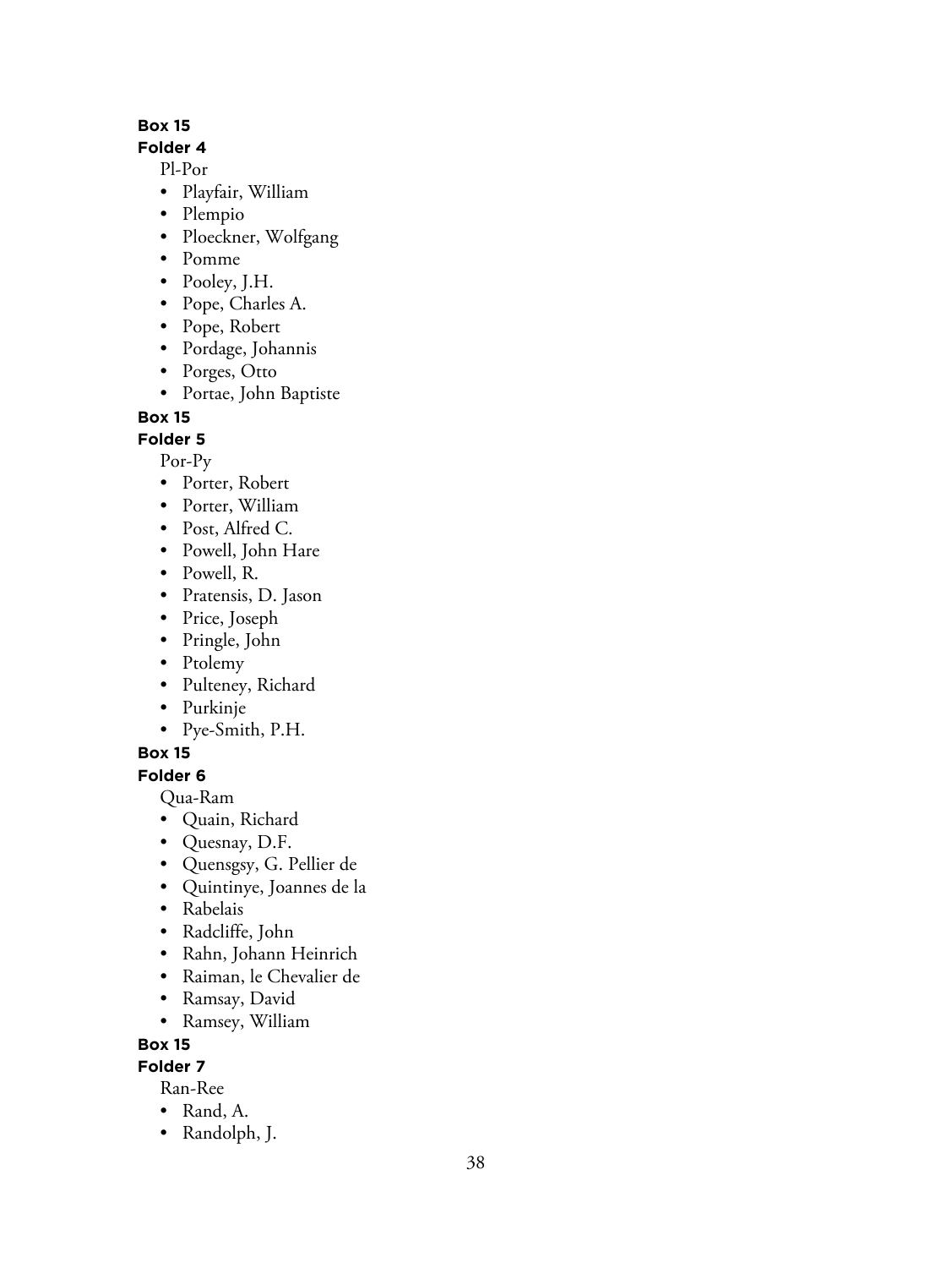**Box 15**
**Folder 4**

Pl-Por

- Playfair, William
- Plempio
- Ploeckner, Wolfgang
- Pomme
- Pooley, J.H.
- Pope, Charles A.
- Pope, Robert
- Pordage, Johannis
- Porges, Otto
- Portae, John Baptiste

**Box 15**
**Folder 5**

Por-Py

- Porter, Robert
- Porter, William
- Post, Alfred C.
- Powell, John Hare
- Powell, R.
- Pratensis, D. Jason
- Price, Joseph
- Pringle, John
- Ptolemy
- Pulteney, Richard
- Purkinje
- Pye-Smith, P.H.

**Box 15**
**Folder 6**

Qua-Ram

- Quain, Richard
- Quesnay, D.F.
- Quensgsy, G. Pellier de
- Quintinye, Joannes de la
- Rabelais
- Radcliffe, John
- Rahn, Johann Heinrich
- Raiman, le Chevalier de
- Ramsay, David
- Ramsey, William

**Box 15**
**Folder 7**

Ran-Ree

- Rand, A.
- Randolph, J.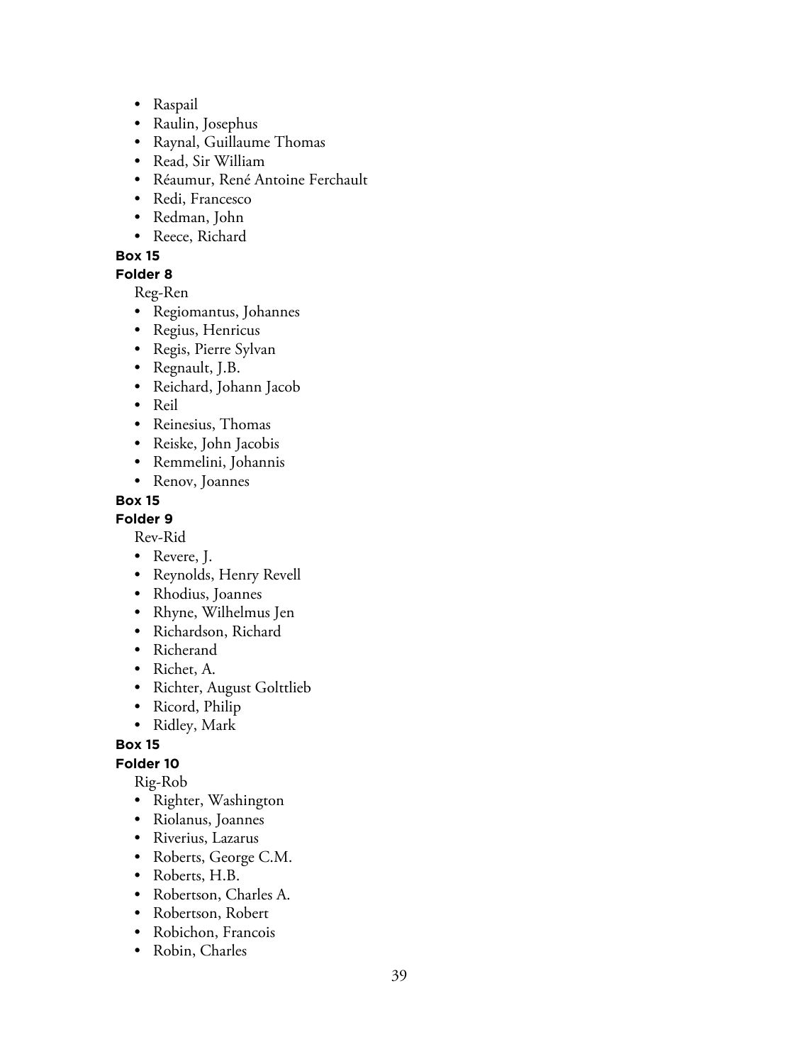- Raspail
- Raulin, Josephus
- Raynal, Guillaume Thomas
- Read, Sir William
- Réaumur, René Antoine Ferchault
- Redi, Francesco
- Redman, John
- Reece, Richard

**Box 15**

**Folder 8**

Reg-Ren

- Regiomantus, Johannes
- Regius, Henricus
- Regis, Pierre Sylvan
- Regnault, J.B.
- Reichard, Johann Jacob
- Reil
- Reinesius, Thomas
- Reiske, John Jacobis
- Remmelini, Johannis
- Renov, Joannes

**Box 15**

**Folder 9**

Rev-Rid

- Revere, J.
- Reynolds, Henry Revell
- Rhodius, Joannes
- Rhyne, Wilhelmus Jen
- Richardson, Richard
- Richerand
- Richet, A.
- Richter, August Golttlieb
- Ricord, Philip
- Ridley, Mark

**Box 15**

**Folder 10**

Rig-Rob

- Righter, Washington
- Riolanus, Joannes
- Riverius, Lazarus
- Roberts, George C.M.
- Roberts, H.B.
- Robertson, Charles A.
- Robertson, Robert
- Robichon, Francois
- Robin, Charles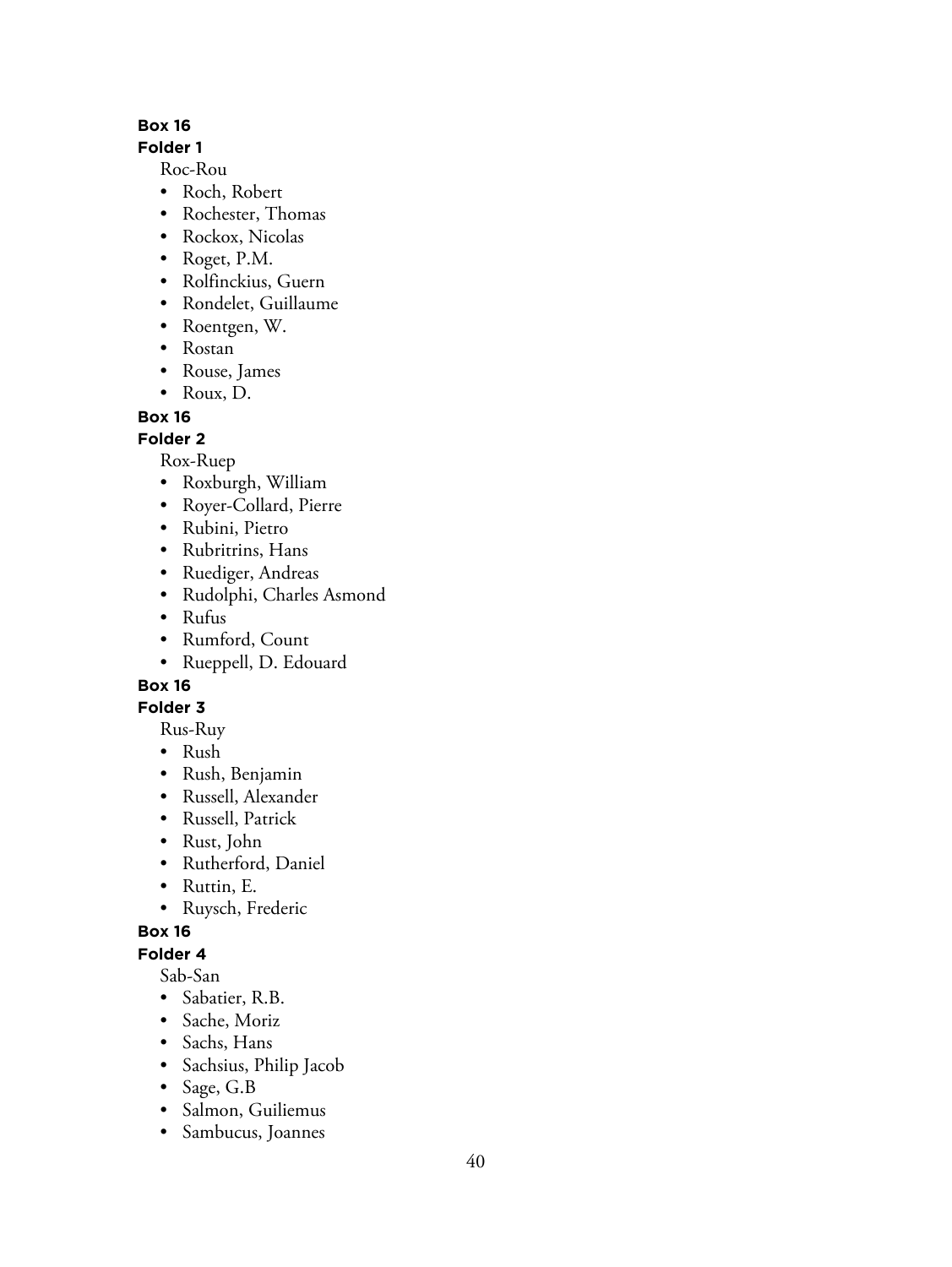**Box 16**
**Folder 1**

Roc-Rou

- Roch, Robert
- Rochester, Thomas
- Rockox, Nicolas
- Roget, P.M.
- Rolfinckius, Guern
- Rondelet, Guillaume
- Roentgen, W.
- Rostan
- Rouse, James
- Roux, D.

**Box 16**
**Folder 2**

Rox-Ruep

- Roxburgh, William
- Royer-Collard, Pierre
- Rubini, Pietro
- Rubritrins, Hans
- Ruediger, Andreas
- Rudolphi, Charles Asmond
- Rufus
- Rumford, Count
- Rueppell, D. Edouard

**Box 16**
**Folder 3**

Rus-Ruy

- Rush
- Rush, Benjamin
- Russell, Alexander
- Russell, Patrick
- Rust, John
- Rutherford, Daniel
- Ruttin, E.
- Ruysch, Frederic

**Box 16**
**Folder 4**

Sab-San

- Sabatier, R.B.
- Sache, Moriz
- Sachs, Hans
- Sachsius, Philip Jacob
- Sage, G.B
- Salmon, Guiliemus
- Sambucus, Joannes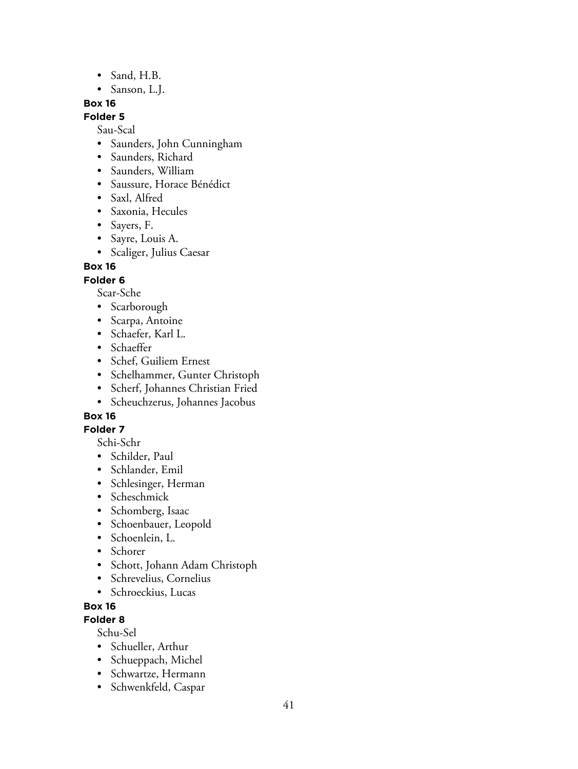- Sand, H.B.
- Sanson, L.J.

**Box 16**

**Folder 5**

Sau-Scal

- Saunders, John Cunningham
- Saunders, Richard
- Saunders, William
- Saussure, Horace Bénédict
- Saxl, Alfred
- Saxonia, Hecules
- Sayers, F.
- Sayre, Louis A.
- Scaliger, Julius Caesar

**Box 16**

**Folder 6**

Scar-Sche

- Scarborough
- Scarpa, Antoine
- Schaefer, Karl L.
- Schaeffer
- Schef, Guiliem Ernest
- Schelhammer, Gunter Christoph
- Scherf, Johannes Christian Fried
- Scheuchzerus, Johannes Jacobus

**Box 16**

**Folder 7**

Schi-Schr

- Schilder, Paul
- Schlander, Emil
- Schlesinger, Herman
- Scheschmick
- Schomberg, Isaac
- Schoenbauer, Leopold
- Schoenlein, L.
- Schorer
- Schott, Johann Adam Christoph
- Schrevelius, Cornelius
- Schroeckius, Lucas

**Box 16**

**Folder 8**

Schu-Sel

- Schueller, Arthur
- Schueppach, Michel
- Schwartze, Hermann
- Schwenkfeld, Caspar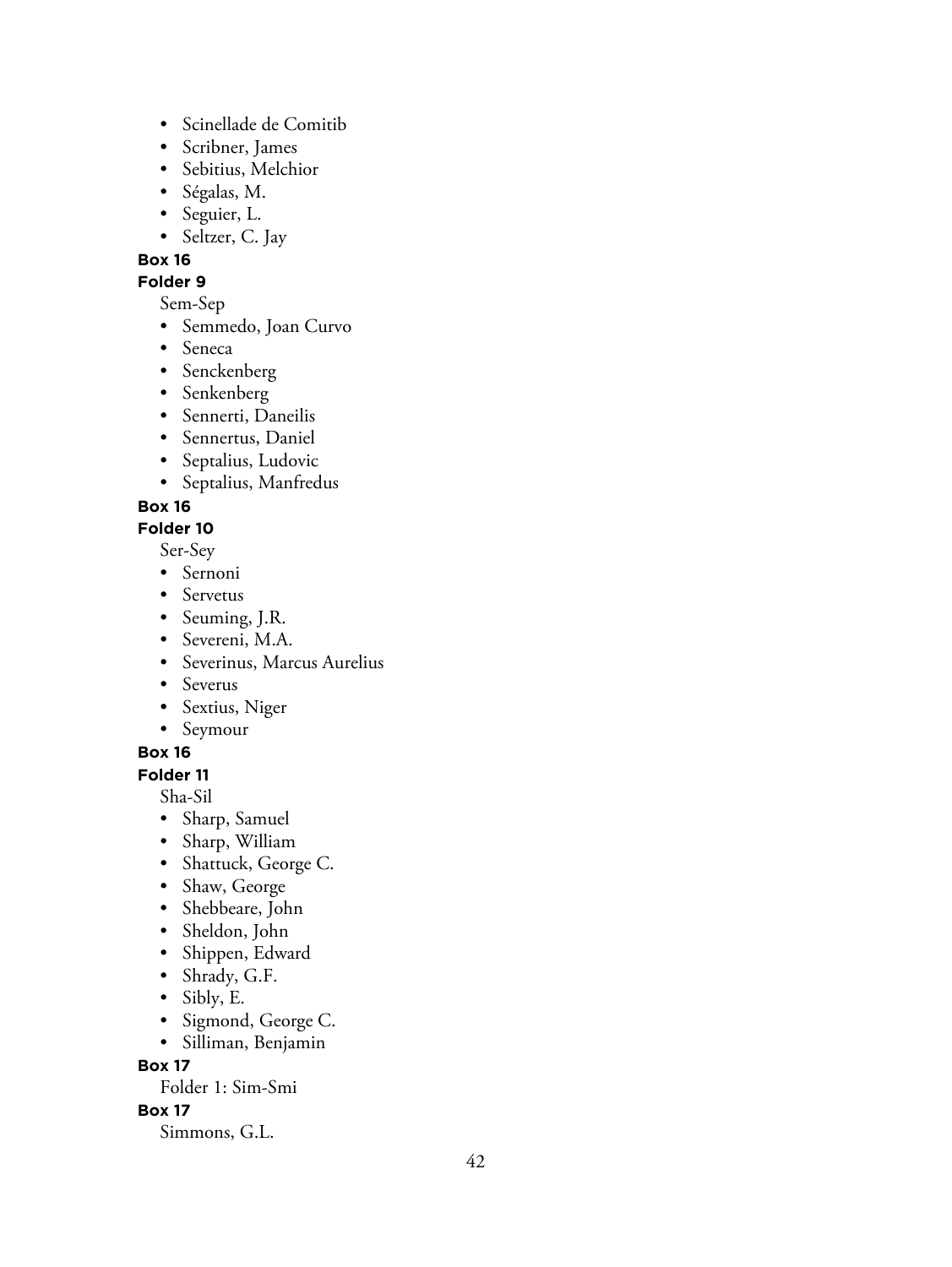- Scinellade de Comitib
- Scribner, James
- Sebitius, Melchior
- Ségalas, M.
- Seguier, L.
- Seltzer, C. Jay

**Box 16**

**Folder 9**

Sem-Sep

- Semmedo, Joan Curvo
- Seneca
- Senckenberg
- Senkenberg
- Sennerti, Daneilis
- Sennertus, Daniel
- Septalius, Ludovic
- Septalius, Manfredus

**Box 16**

**Folder 10**

Ser-Sey

- Sernoni
- Servetus
- Seuming, J.R.
- Severeni, M.A.
- Severinus, Marcus Aurelius
- Severus
- Sextius, Niger
- Seymour

**Box 16**

**Folder 11**

Sha-Sil

- Sharp, Samuel
- Sharp, William
- Shattuck, George C.
- Shaw, George
- Shebbeare, John
- Sheldon, John
- Shippen, Edward
- Shrady, G.F.
- Sibly, E.
- Sigmond, George C.
- Silliman, Benjamin

**Box 17**

Folder 1: Sim-Smi

**Box 17**

Simmons, G.L.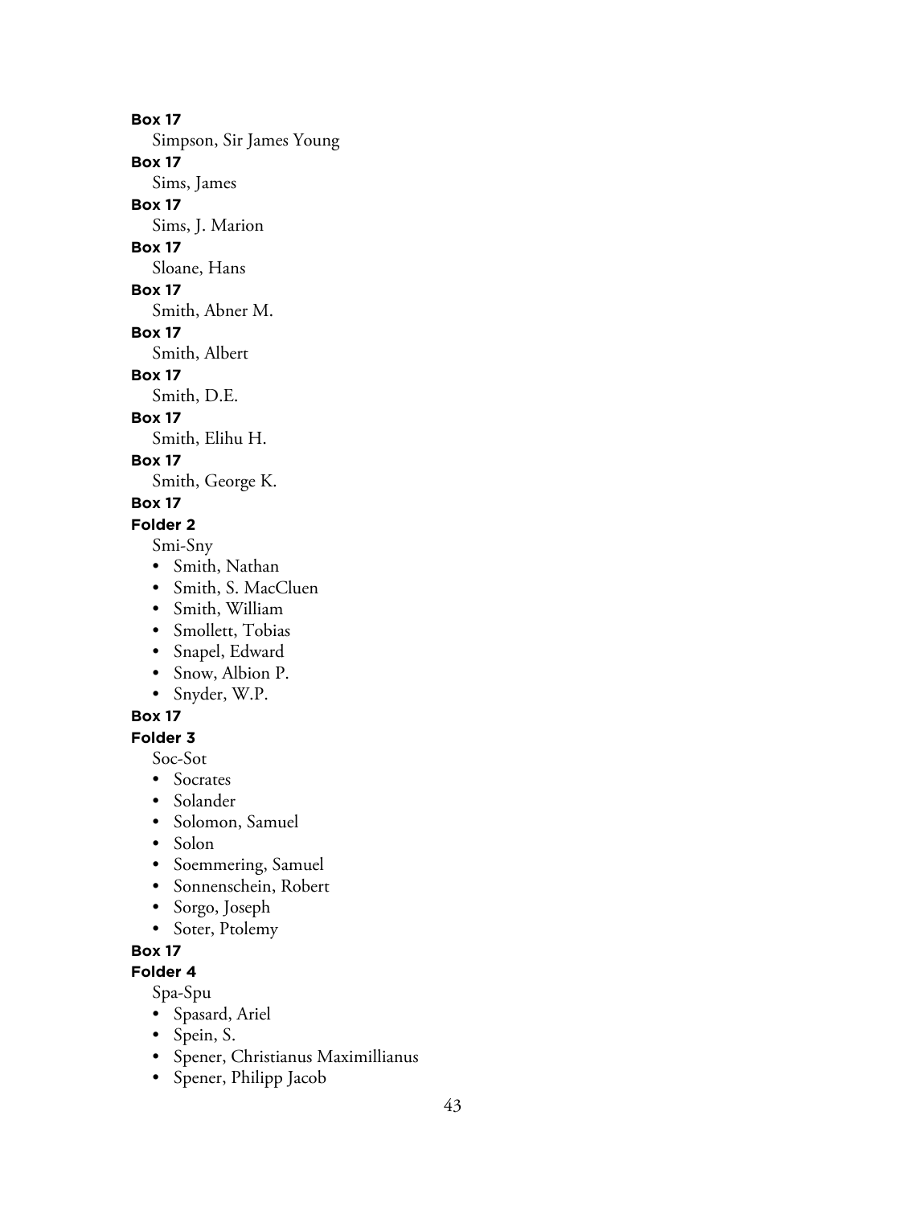**Box 17**

Simpson, Sir James Young

**Box 17**

Sims, James

**Box 17**

Sims, J. Marion

**Box 17**

Sloane, Hans

**Box 17**

Smith, Abner M.

**Box 17**

Smith, Albert

**Box 17**

Smith, D.E.

**Box 17**

Smith, Elihu H.

**Box 17**

Smith, George K.

**Box 17**

**Folder 2**

Smi-Sny

- Smith, Nathan
- Smith, S. MacCluen
- Smith, William
- Smollett, Tobias
- Snapel, Edward
- Snow, Albion P.
- Snyder, W.P.

**Box 17**

**Folder 3**

Soc-Sot

- Socrates
- Solander
- Solomon, Samuel
- Solon
- Soemmering, Samuel
- Sonnenschein, Robert
- Sorgo, Joseph
- Soter, Ptolemy

**Box 17**

**Folder 4**

Spa-Spu

- Spasard, Ariel
- Spein, S.
- Spener, Christianus Maximillianus
- Spener, Philipp Jacob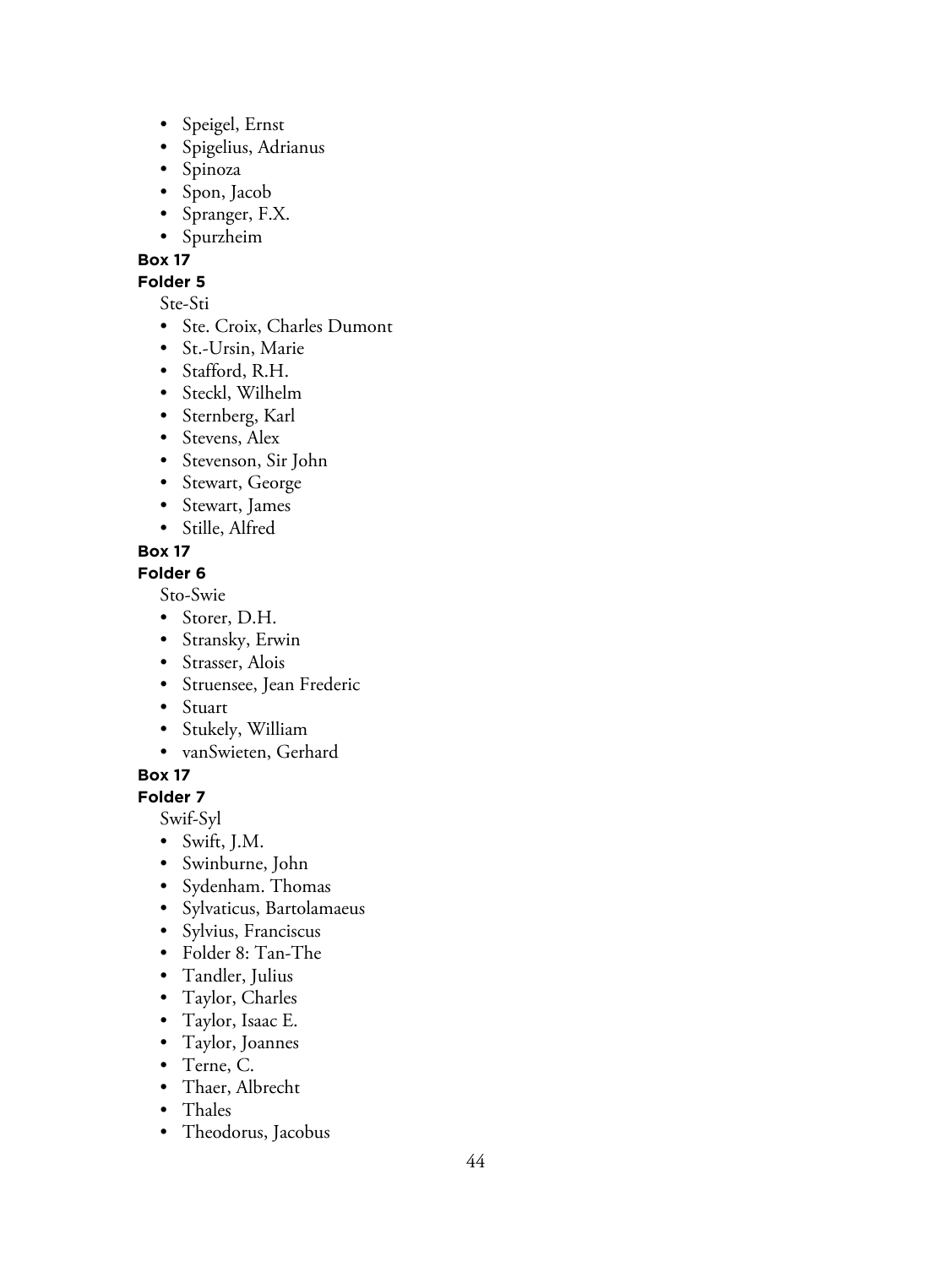- Speigel, Ernst
- Spigelius, Adrianus
- Spinoza
- Spon, Jacob
- Spranger, F.X.
- Spurzheim

**Box 17**

**Folder 5**

Ste-Sti

- Ste. Croix, Charles Dumont
- St.-Ursin, Marie
- Stafford, R.H.
- Steckl, Wilhelm
- Sternberg, Karl
- Stevens, Alex
- Stevenson, Sir John
- Stewart, George
- Stewart, James
- Stille, Alfred

**Box 17**

**Folder 6**

Sto-Swie

- Storer, D.H.
- Stransky, Erwin
- Strasser, Alois
- Struensee, Jean Frederic
- Stuart
- Stukely, William
- vanSwieten, Gerhard

**Box 17**

**Folder 7**

Swif-Syl

- Swift, J.M.
- Swinburne, John
- Sydenham. Thomas
- Sylvaticus, Bartolamaeus
- Sylvius, Franciscus
- Folder 8: Tan-The
- Tandler, Julius
- Taylor, Charles
- Taylor, Isaac E.
- Taylor, Joannes
- Terne, C.
- Thaer, Albrecht
- Thales
- Theodorus, Jacobus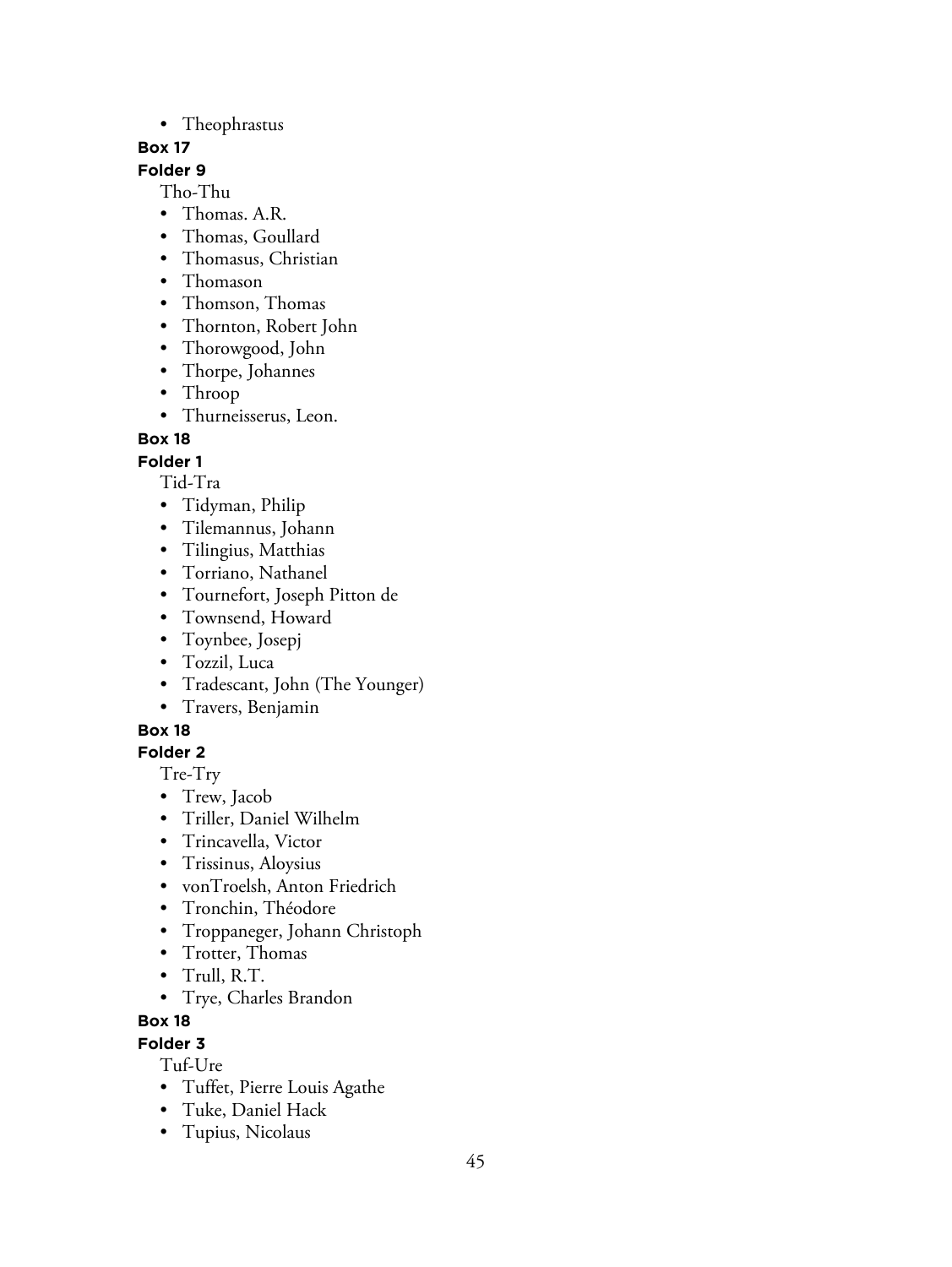- Theophrastus

**Box 17**

**Folder 9**

Tho-Thu

- Thomas. A.R.
- Thomas, Goullard
- Thomasus, Christian
- Thomason
- Thomson, Thomas
- Thornton, Robert John
- Thorowgood, John
- Thorpe, Johannes
- Throop
- Thurneisserus, Leon.

**Box 18**

**Folder 1**

Tid-Tra

- Tidyman, Philip
- Tilemannus, Johann
- Tilingius, Matthias
- Torriano, Nathanel
- Tournefort, Joseph Pitton de
- Townsend, Howard
- Toynbee, Josepj
- Tozzil, Luca
- Tradescant, John (The Younger)
- Travers, Benjamin

**Box 18**

**Folder 2**

Tre-Try

- Trew, Jacob
- Triller, Daniel Wilhelm
- Trincavella, Victor
- Trissinus, Aloysius
- vonTroelsh, Anton Friedrich
- Tronchin, Théodore
- Troppaneger, Johann Christoph
- Trotter, Thomas
- Trull, R.T.
- Trye, Charles Brandon

**Box 18**

**Folder 3**

Tuf-Ure

- Tuffet, Pierre Louis Agathe
- Tuke, Daniel Hack
- Tupius, Nicolaus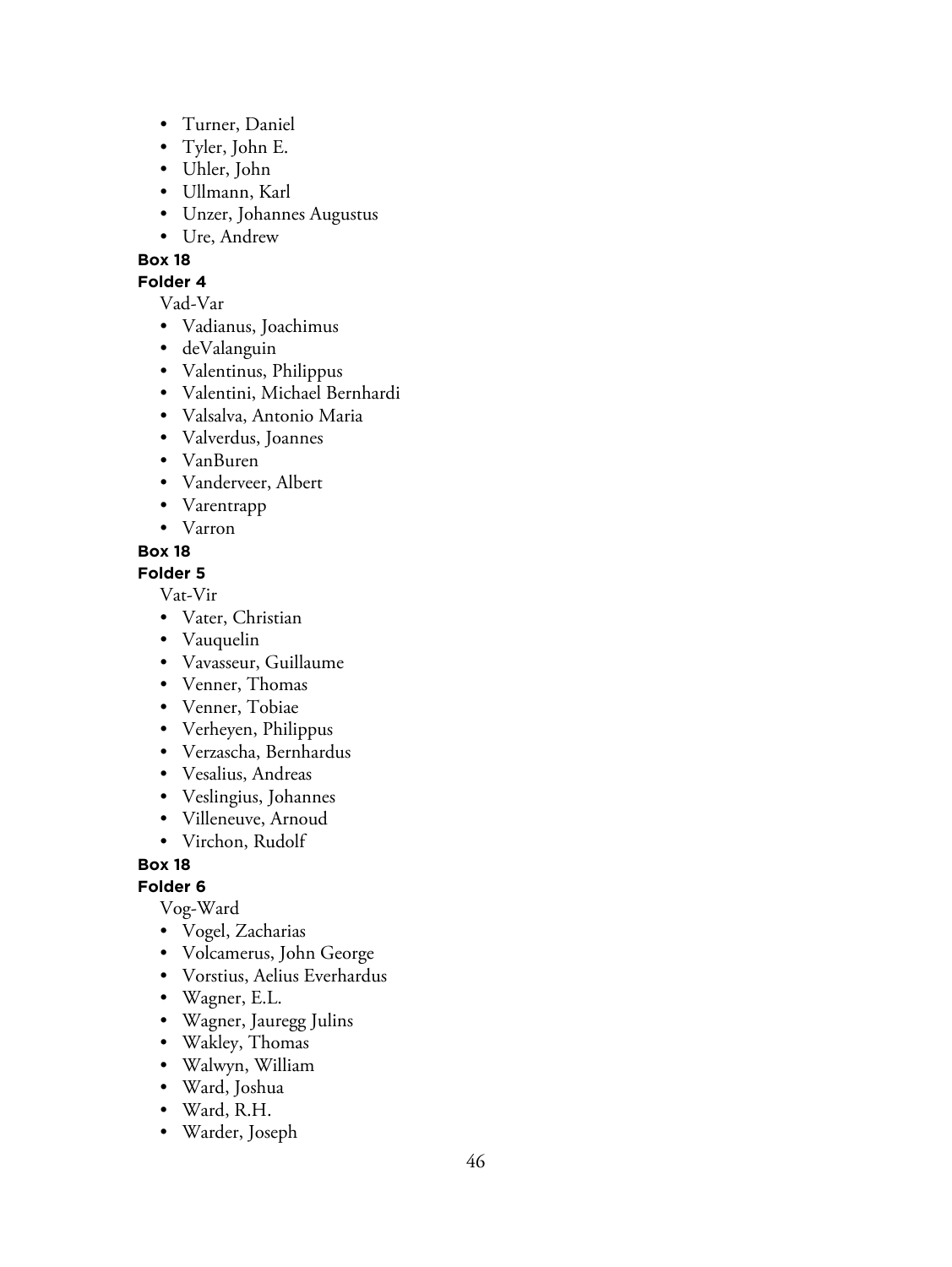- Turner, Daniel
- Tyler, John E.
- Uhler, John
- Ullmann, Karl
- Unzer, Johannes Augustus
- Ure, Andrew

**Box 18**

**Folder 4**

Vad-Var

- Vadianus, Joachimus
- deValanguin
- Valentinus, Philippus
- Valentini, Michael Bernhardi
- Valsalva, Antonio Maria
- Valverdus, Joannes
- VanBuren
- Vanderveer, Albert
- Varentrapp
- Varron

**Box 18**

**Folder 5**

Vat-Vir

- Vater, Christian
- Vauquelin
- Vavasseur, Guillaume
- Venner, Thomas
- Venner, Tobiae
- Verheyen, Philippus
- Verzascha, Bernhardus
- Vesalius, Andreas
- Veslingius, Johannes
- Villeneuve, Arnoud
- Virchon, Rudolf

**Box 18**

**Folder 6**

Vog-Ward

- Vogel, Zacharias
- Volcamerus, John George
- Vorstius, Aelius Everhardus
- Wagner, E.L.
- Wagner, Jauregg Julins
- Wakley, Thomas
- Walwyn, William
- Ward, Joshua
- Ward, R.H.
- Warder, Joseph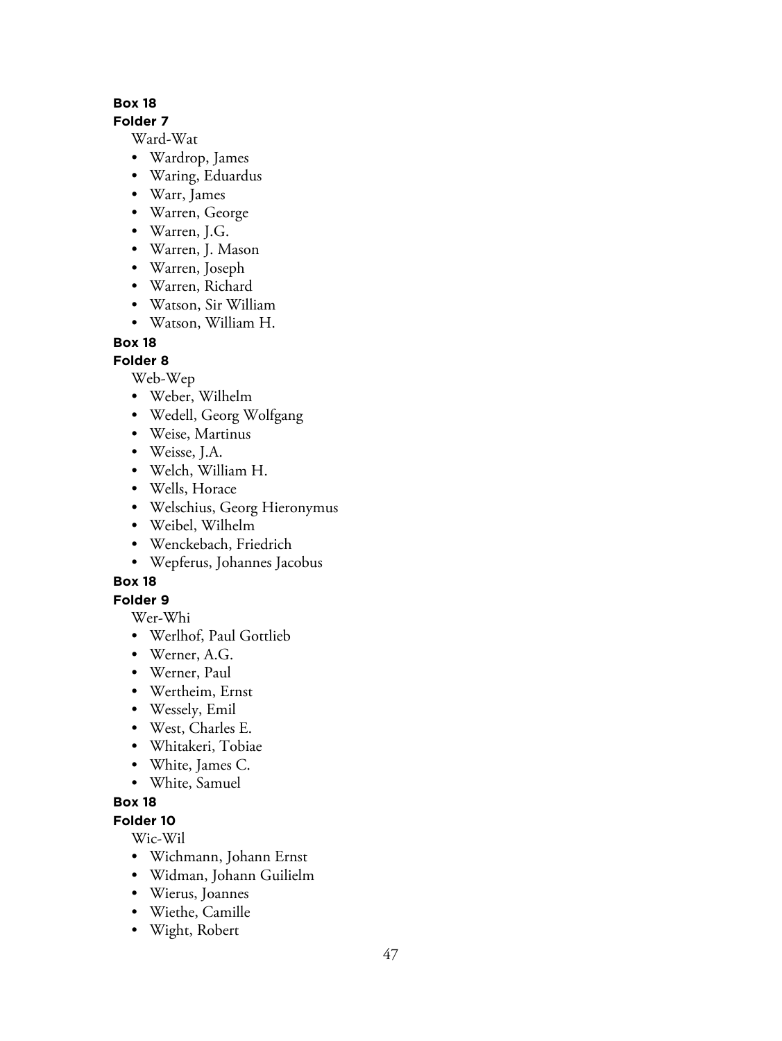**Box 18**

**Folder 7**

Ward-Wat

- Wardrop, James
- Waring, Eduardus
- Warr, James
- Warren, George
- Warren, J.G.
- Warren, J. Mason
- Warren, Joseph
- Warren, Richard
- Watson, Sir William
- Watson, William H.

**Box 18**

**Folder 8**

Web-Wep

- Weber, Wilhelm
- Wedell, Georg Wolfgang
- Weise, Martinus
- Weisse, J.A.
- Welch, William H.
- Wells, Horace
- Welschius, Georg Hieronymus
- Weibel, Wilhelm
- Wenckebach, Friedrich
- Wepferus, Johannes Jacobus

**Box 18**

**Folder 9**

Wer-Whi

- Werlhof, Paul Gottlieb
- Werner, A.G.
- Werner, Paul
- Wertheim, Ernst
- Wessely, Emil
- West, Charles E.
- Whitakeri, Tobiae
- White, James C.
- White, Samuel

**Box 18**

**Folder 10**

Wic-Wil

- Wichmann, Johann Ernst
- Widman, Johann Guilielm
- Wierus, Joannes
- Wiethe, Camille
- Wight, Robert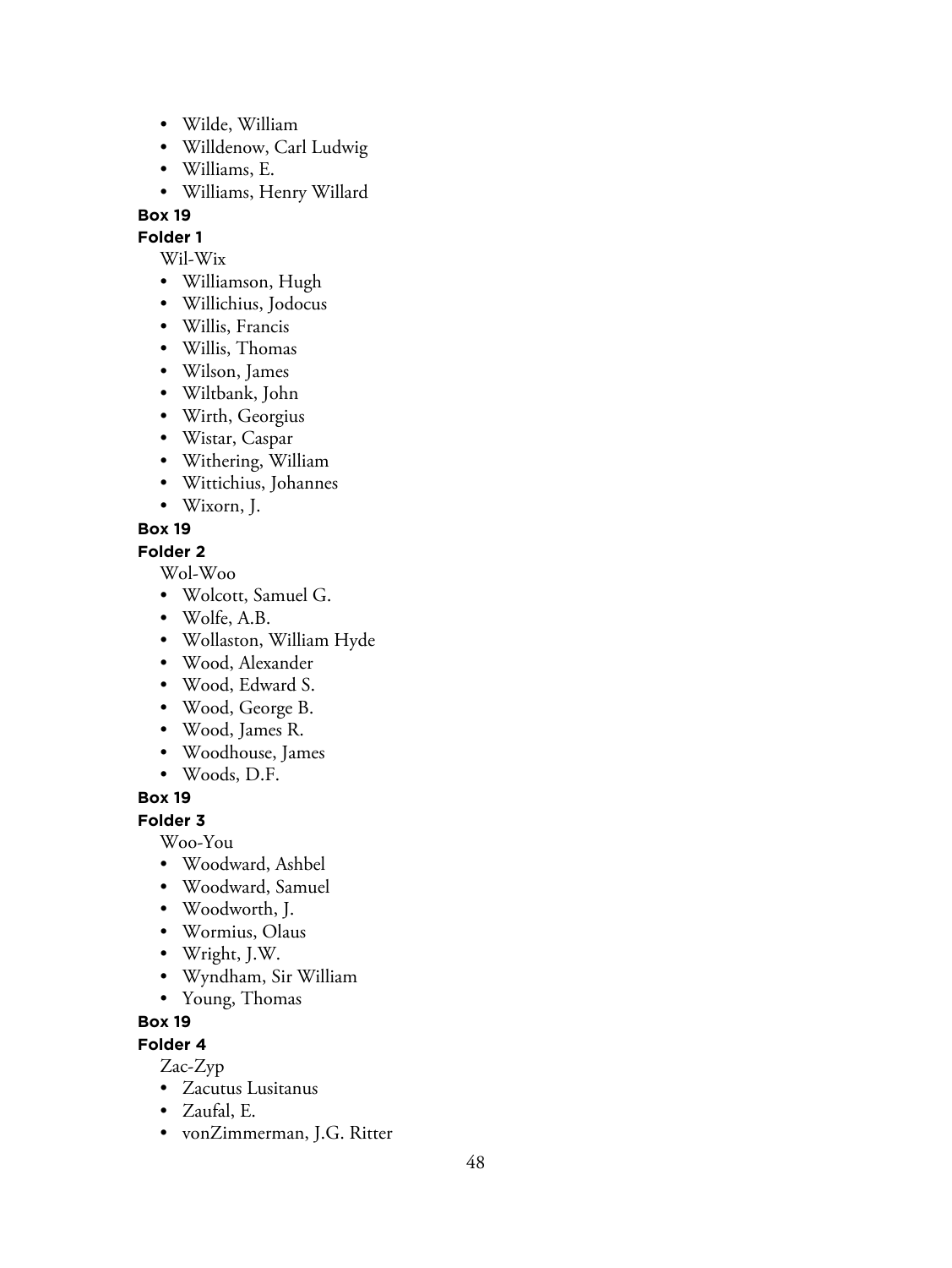- Wilde, William
- Willdenow, Carl Ludwig
- Williams, E.
- Williams, Henry Willard

**Box 19**

**Folder 1**

Wil-Wix

- Williamson, Hugh
- Willichius, Jodocus
- Willis, Francis
- Willis, Thomas
- Wilson, James
- Wiltbank, John
- Wirth, Georgius
- Wistar, Caspar
- Withering, William
- Wittichius, Johannes
- Wixorn, J.

**Box 19**

**Folder 2**

Wol-Woo

- Wolcott, Samuel G.
- Wolfe, A.B.
- Wollaston, William Hyde
- Wood, Alexander
- Wood, Edward S.
- Wood, George B.
- Wood, James R.
- Woodhouse, James
- Woods, D.F.

**Box 19**

**Folder 3**

Woo-You

- Woodward, Ashbel
- Woodward, Samuel
- Woodworth, J.
- Wormius, Olaus
- Wright, J.W.
- Wyndham, Sir William
- Young, Thomas

**Box 19**

**Folder 4**

Zac-Zyp

- Zacutus Lusitanus
- Zaufal, E.
- vonZimmerman, J.G. Ritter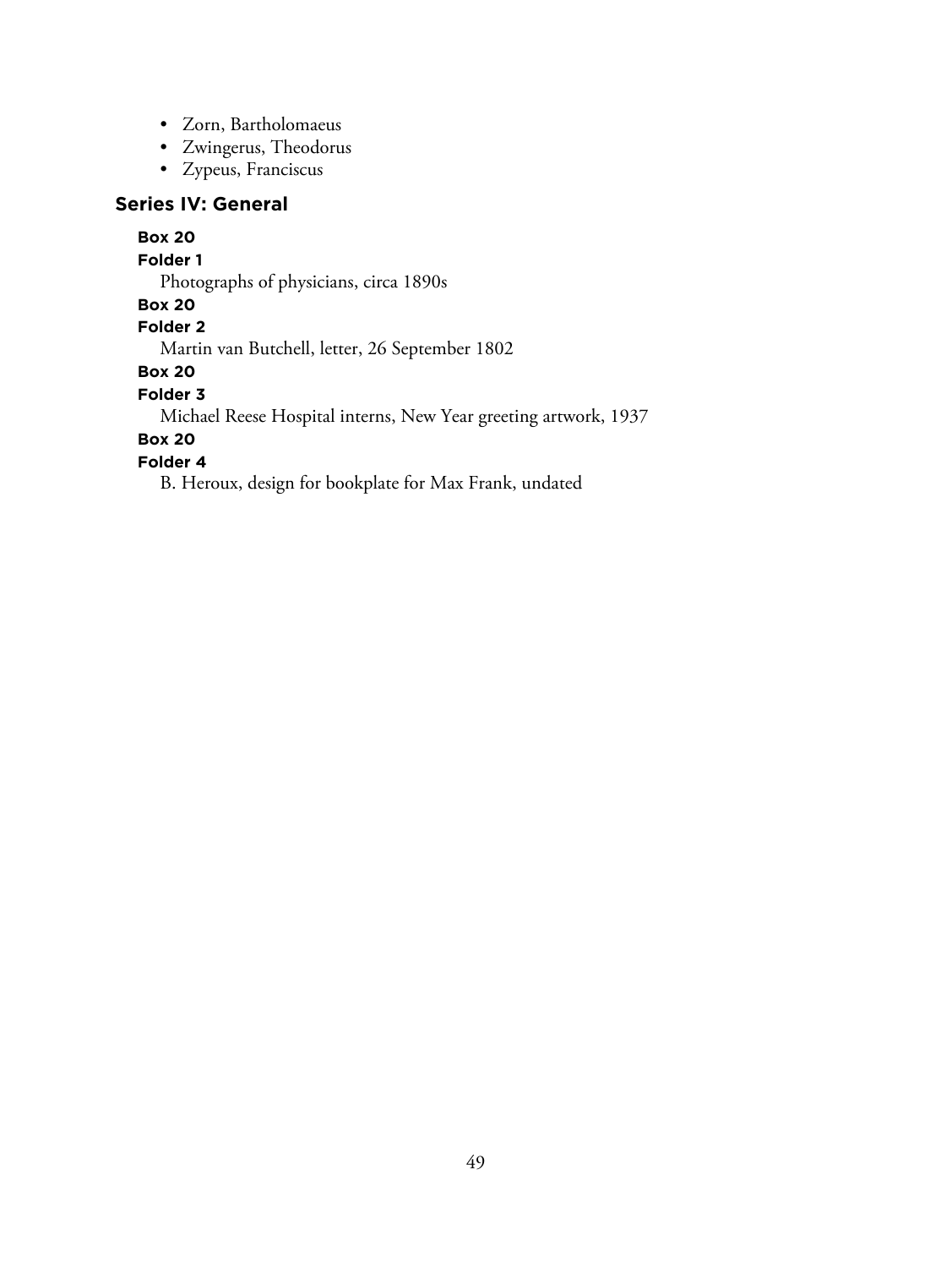- Zorn, Bartholomaeus
- Zwingerus, Theodorus
- Zypeus, Franciscus

## Series IV: General

**Box 20**

**Folder 1**

Photographs of physicians, circa 1890s

**Box 20**

**Folder 2**

Martin van Butchell, letter, 26 September 1802

**Box 20**

**Folder 3**

Michael Reese Hospital interns, New Year greeting artwork, 1937

**Box 20**

**Folder 4**

B. Heroux, design for bookplate for Max Frank, undated